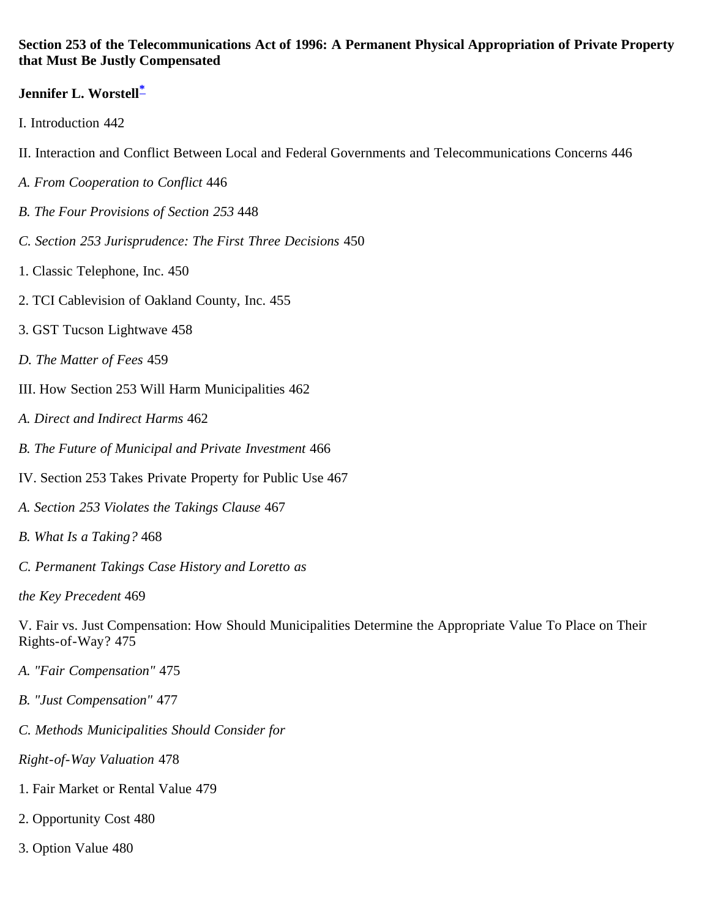**Section 253 of the Telecommunications Act of 1996: A Permanent Physical Appropriation of Private Property that Must Be Justly Compensated**

**Jennifer L. Worstell**[*]

I. Introduction 442

II. Interaction and Conflict Between Local and Federal Governments and Telecommunications Concerns 446

*A. From Cooperation to Conflict* 446

*B. The Four Provisions of Section 253* 448

*C. Section 253 Jurisprudence: The First Three Decisions* 450

1. Classic Telephone, Inc. 450

2. TCI Cablevision of Oakland County, Inc. 455

3. GST Tucson Lightwave 458

*D. The Matter of Fees* 459

III. How Section 253 Will Harm Municipalities 462

*A. Direct and Indirect Harms* 462

*B. The Future of Municipal and Private Investment* 466

IV. Section 253 Takes Private Property for Public Use 467

*A. Section 253 Violates the Takings Clause* 467

*B. What Is a Taking?* 468

*C. Permanent Takings Case History and Loretto as the Key Precedent* 469

V. Fair vs. Just Compensation: How Should Municipalities Determine the Appropriate Value To Place on Their Rights-of-Way? 475

*A. "Fair Compensation"* 475

*B. "Just Compensation"* 477

*C. Methods Municipalities Should Consider for Right-of-Way Valuation* 478

1. Fair Market or Rental Value 479

2. Opportunity Cost 480

3. Option Value 480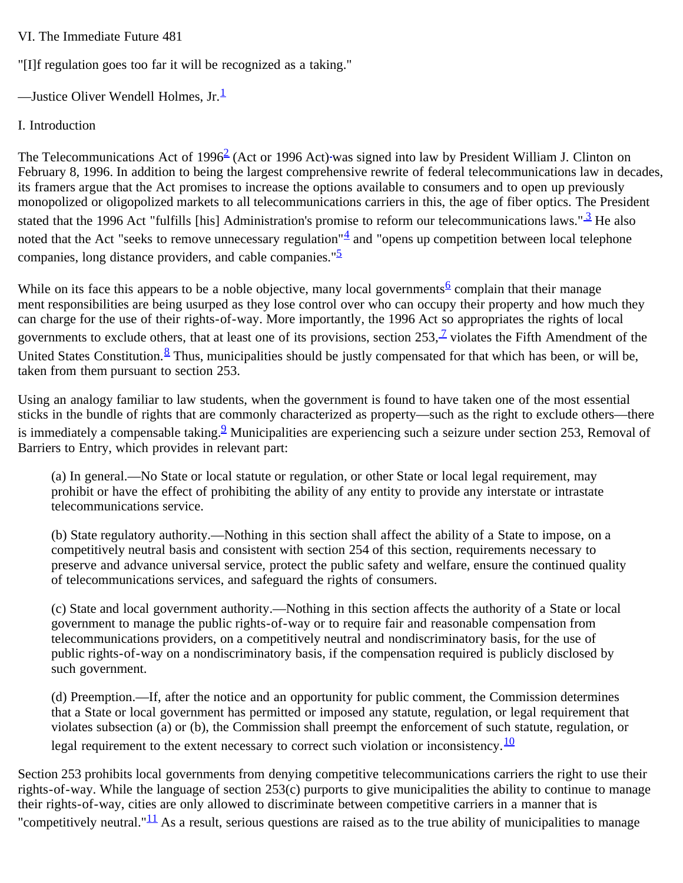VI. The Immediate Future 481

"[I]f regulation goes too far it will be recognized as a taking."

—Justice Oliver Wendell Holmes, Jr.[1]

# I. Introduction

The Telecommunications Act of 1996[2] (Act or 1996 Act) was signed into law by President William J. Clinton on February 8, 1996. In addition to being the largest comprehensive rewrite of federal telecommunications law in decades, its framers argue that the Act promises to increase the options available to consumers and to open up previously monopolized or oligopolized markets to all telecommunications carriers in this, the age of fiber optics. The President stated that the 1996 Act "fulfills [his] Administration's promise to reform our telecommunications laws."[3] He also noted that the Act "seeks to remove unnecessary regulation"[4] and "opens up competition between local telephone companies, long distance providers, and cable companies."[5]

While on its face this appears to be a noble objective, many local governments[6] complain that their management responsibilities are being usurped as they lose control over who can occupy their property and how much they can charge for the use of their rights-of-way. More importantly, the 1996 Act so appropriates the rights of local governments to exclude others, that at least one of its provisions, section 253,[7] violates the Fifth Amendment of the United States Constitution.[8] Thus, municipalities should be justly compensated for that which has been, or will be, taken from them pursuant to section 253.

Using an analogy familiar to law students, when the government is found to have taken one of the most essential sticks in the bundle of rights that are commonly characterized as property—such as the right to exclude others—there is immediately a compensable taking.[9] Municipalities are experiencing such a seizure under section 253, Removal of Barriers to Entry, which provides in relevant part:

> (a) In general.—No State or local statute or regulation, or other State or local legal requirement, may prohibit or have the effect of prohibiting the ability of any entity to provide any interstate or intrastate telecommunications service.
>
> (b) State regulatory authority.—Nothing in this section shall affect the ability of a State to impose, on a competitively neutral basis and consistent with section 254 of this section, requirements necessary to preserve and advance universal service, protect the public safety and welfare, ensure the continued quality of telecommunications services, and safeguard the rights of consumers.
>
> (c) State and local government authority.—Nothing in this section affects the authority of a State or local government to manage the public rights-of-way or to require fair and reasonable compensation from telecommunications providers, on a competitively neutral and nondiscriminatory basis, for the use of public rights-of-way on a nondiscriminatory basis, if the compensation required is publicly disclosed by such government.
>
> (d) Preemption.—If, after the notice and an opportunity for public comment, the Commission determines that a State or local government has permitted or imposed any statute, regulation, or legal requirement that violates subsection (a) or (b), the Commission shall preempt the enforcement of such statute, regulation, or legal requirement to the extent necessary to correct such violation or inconsistency.[10]

Section 253 prohibits local governments from denying competitive telecommunications carriers the right to use their rights-of-way. While the language of section 253(c) purports to give municipalities the ability to continue to manage their rights-of-way, cities are only allowed to discriminate between competitive carriers in a manner that is "competitively neutral."[11] As a result, serious questions are raised as to the true ability of municipalities to manage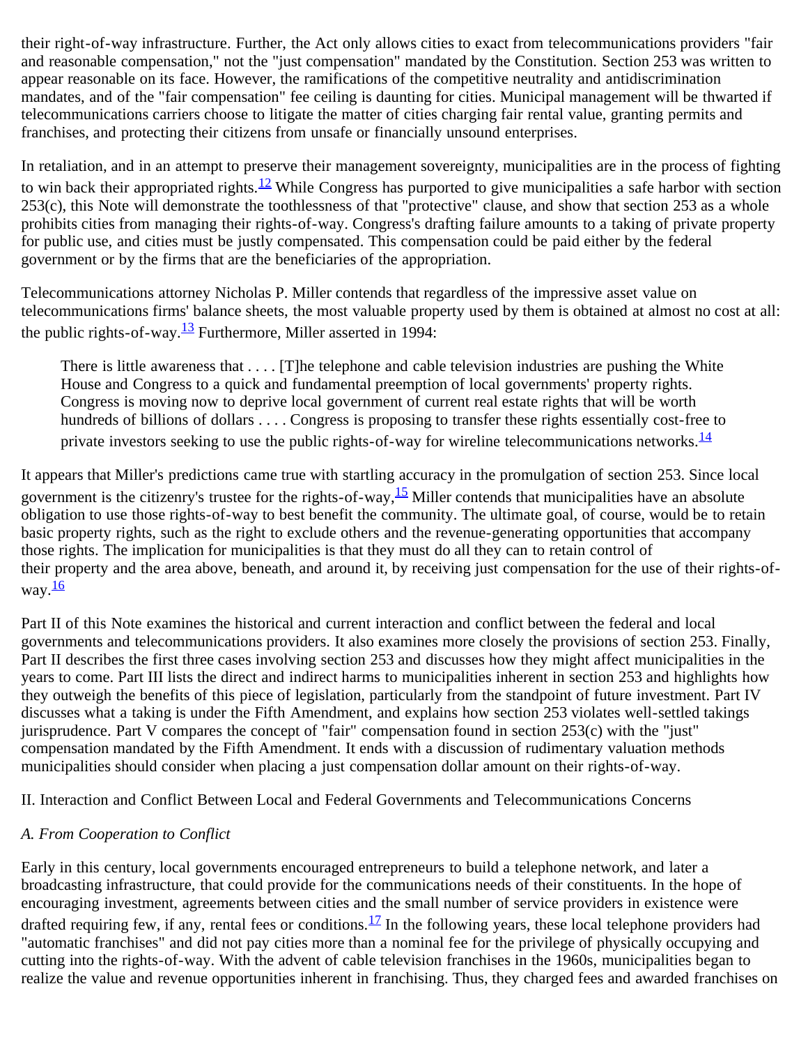their right-of-way infrastructure. Further, the Act only allows cities to exact from telecommunications providers "fair and reasonable compensation," not the "just compensation" mandated by the Constitution. Section 253 was written to appear reasonable on its face. However, the ramifications of the competitive neutrality and antidiscrimination mandates, and of the "fair compensation" fee ceiling is daunting for cities. Municipal management will be thwarted if telecommunications carriers choose to litigate the matter of cities charging fair rental value, granting permits and franchises, and protecting their citizens from unsafe or financially unsound enterprises.

In retaliation, and in an attempt to preserve their management sovereignty, municipalities are in the process of fighting to win back their appropriated rights.[12] While Congress has purported to give municipalities a safe harbor with section 253(c), this Note will demonstrate the toothlessness of that "protective" clause, and show that section 253 as a whole prohibits cities from managing their rights-of-way. Congress's drafting failure amounts to a taking of private property for public use, and cities must be justly compensated. This compensation could be paid either by the federal government or by the firms that are the beneficiaries of the appropriation.

Telecommunications attorney Nicholas P. Miller contends that regardless of the impressive asset value on telecommunications firms' balance sheets, the most valuable property used by them is obtained at almost no cost at all: the public rights-of-way.[13] Furthermore, Miller asserted in 1994:

> There is little awareness that . . . . [T]he telephone and cable television industries are pushing the White House and Congress to a quick and fundamental preemption of local governments' property rights. Congress is moving now to deprive local government of current real estate rights that will be worth hundreds of billions of dollars . . . . Congress is proposing to transfer these rights essentially cost-free to private investors seeking to use the public rights-of-way for wireline telecommunications networks.[14]

It appears that Miller's predictions came true with startling accuracy in the promulgation of section 253. Since local government is the citizenry's trustee for the rights-of-way,[15] Miller contends that municipalities have an absolute obligation to use those rights-of-way to best benefit the community. The ultimate goal, of course, would be to retain basic property rights, such as the right to exclude others and the revenue-generating opportunities that accompany those rights. The implication for municipalities is that they must do all they can to retain control of their property and the area above, beneath, and around it, by receiving just compensation for the use of their rights-of-way.[16]

Part II of this Note examines the historical and current interaction and conflict between the federal and local governments and telecommunications providers. It also examines more closely the provisions of section 253. Finally, Part II describes the first three cases involving section 253 and discusses how they might affect municipalities in the years to come. Part III lists the direct and indirect harms to municipalities inherent in section 253 and highlights how they outweigh the benefits of this piece of legislation, particularly from the standpoint of future investment. Part IV discusses what a taking is under the Fifth Amendment, and explains how section 253 violates well-settled takings jurisprudence. Part V compares the concept of "fair" compensation found in section 253(c) with the "just" compensation mandated by the Fifth Amendment. It ends with a discussion of rudimentary valuation methods municipalities should consider when placing a just compensation dollar amount on their rights-of-way.

## II. Interaction and Conflict Between Local and Federal Governments and Telecommunications Concerns

### *A. From Cooperation to Conflict*

Early in this century, local governments encouraged entrepreneurs to build a telephone network, and later a broadcasting infrastructure, that could provide for the communications needs of their constituents. In the hope of encouraging investment, agreements between cities and the small number of service providers in existence were drafted requiring few, if any, rental fees or conditions.[17] In the following years, these local telephone providers had "automatic franchises" and did not pay cities more than a nominal fee for the privilege of physically occupying and cutting into the rights-of-way. With the advent of cable television franchises in the 1960s, municipalities began to realize the value and revenue opportunities inherent in franchising. Thus, they charged fees and awarded franchises on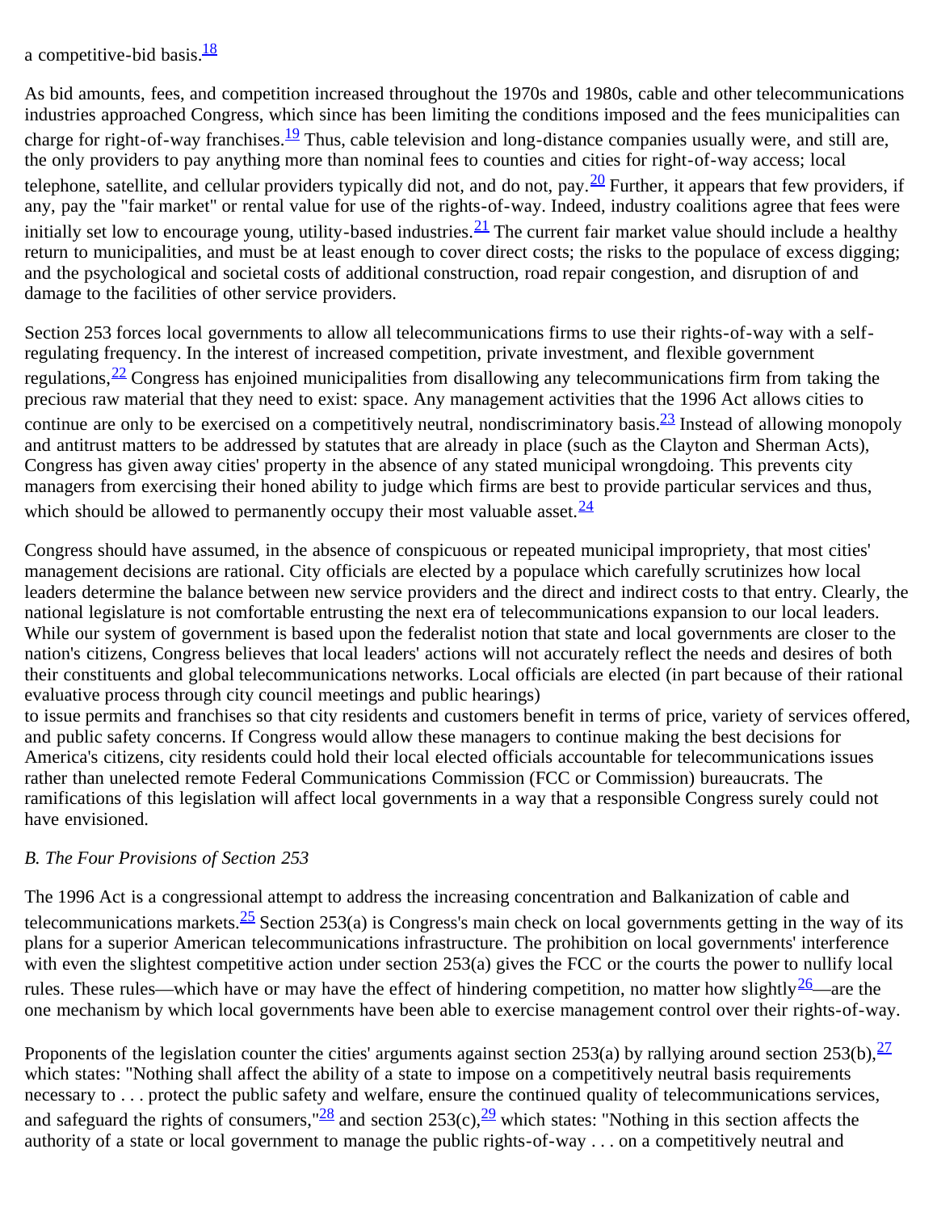a competitive-bid basis.[18]

As bid amounts, fees, and competition increased throughout the 1970s and 1980s, cable and other telecommunications industries approached Congress, which since has been limiting the conditions imposed and the fees municipalities can charge for right-of-way franchises.[19] Thus, cable television and long-distance companies usually were, and still are, the only providers to pay anything more than nominal fees to counties and cities for right-of-way access; local telephone, satellite, and cellular providers typically did not, and do not, pay.[20] Further, it appears that few providers, if any, pay the "fair market" or rental value for use of the rights-of-way. Indeed, industry coalitions agree that fees were initially set low to encourage young, utility-based industries.[21] The current fair market value should include a healthy return to municipalities, and must be at least enough to cover direct costs; the risks to the populace of excess digging; and the psychological and societal costs of additional construction, road repair congestion, and disruption of and damage to the facilities of other service providers.

Section 253 forces local governments to allow all telecommunications firms to use their rights-of-way with a self-regulating frequency. In the interest of increased competition, private investment, and flexible government regulations,[22] Congress has enjoined municipalities from disallowing any telecommunications firm from taking the precious raw material that they need to exist: space. Any management activities that the 1996 Act allows cities to continue are only to be exercised on a competitively neutral, nondiscriminatory basis.[23] Instead of allowing monopoly and antitrust matters to be addressed by statutes that are already in place (such as the Clayton and Sherman Acts), Congress has given away cities' property in the absence of any stated municipal wrongdoing. This prevents city managers from exercising their honed ability to judge which firms are best to provide particular services and thus, which should be allowed to permanently occupy their most valuable asset.[24]

Congress should have assumed, in the absence of conspicuous or repeated municipal impropriety, that most cities' management decisions are rational. City officials are elected by a populace which carefully scrutinizes how local leaders determine the balance between new service providers and the direct and indirect costs to that entry. Clearly, the national legislature is not comfortable entrusting the next era of telecommunications expansion to our local leaders. While our system of government is based upon the federalist notion that state and local governments are closer to the nation's citizens, Congress believes that local leaders' actions will not accurately reflect the needs and desires of both their constituents and global telecommunications networks. Local officials are elected (in part because of their rational evaluative process through city council meetings and public hearings) to issue permits and franchises so that city residents and customers benefit in terms of price, variety of services offered, and public safety concerns. If Congress would allow these managers to continue making the best decisions for America's citizens, city residents could hold their local elected officials accountable for telecommunications issues rather than unelected remote Federal Communications Commission (FCC or Commission) bureaucrats. The ramifications of this legislation will affect local governments in a way that a responsible Congress surely could not have envisioned.

*B. The Four Provisions of Section 253*

The 1996 Act is a congressional attempt to address the increasing concentration and Balkanization of cable and telecommunications markets.[25] Section 253(a) is Congress's main check on local governments getting in the way of its plans for a superior American telecommunications infrastructure. The prohibition on local governments' interference with even the slightest competitive action under section 253(a) gives the FCC or the courts the power to nullify local rules. These rules—which have or may have the effect of hindering competition, no matter how slightly[26]—are the one mechanism by which local governments have been able to exercise management control over their rights-of-way.

Proponents of the legislation counter the cities' arguments against section 253(a) by rallying around section 253(b),[27] which states: "Nothing shall affect the ability of a state to impose on a competitively neutral basis requirements necessary to . . . protect the public safety and welfare, ensure the continued quality of telecommunications services, and safeguard the rights of consumers,"[28] and section 253(c),[29] which states: "Nothing in this section affects the authority of a state or local government to manage the public rights-of-way . . . on a competitively neutral and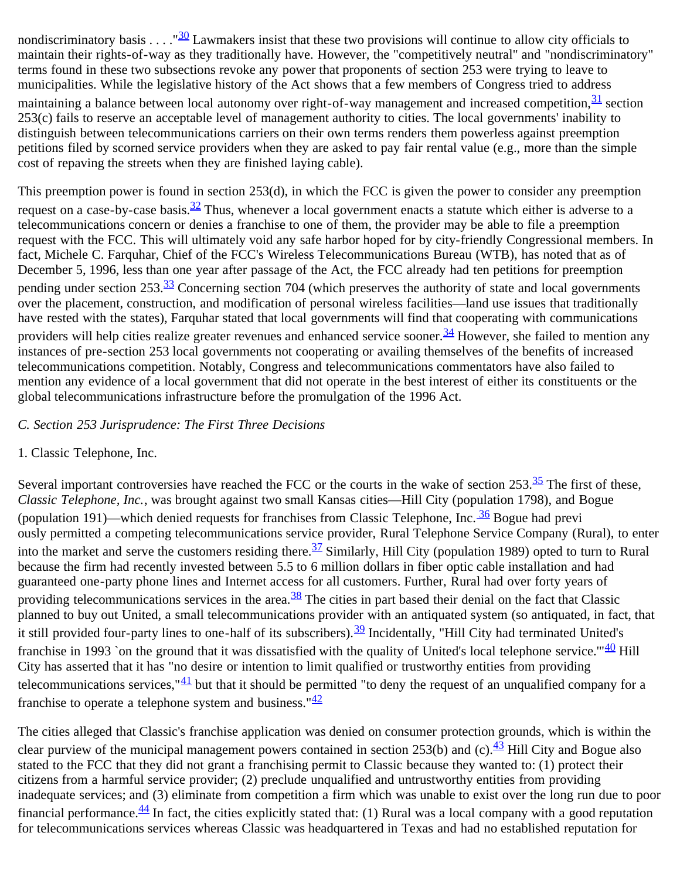nondiscriminatory basis . . . ."[30] Lawmakers insist that these two provisions will continue to allow city officials to maintain their rights-of-way as they traditionally have. However, the "competitively neutral" and "nondiscriminatory" terms found in these two subsections revoke any power that proponents of section 253 were trying to leave to municipalities. While the legislative history of the Act shows that a few members of Congress tried to address maintaining a balance between local autonomy over right-of-way management and increased competition,[31] section 253(c) fails to reserve an acceptable level of management authority to cities. The local governments' inability to distinguish between telecommunications carriers on their own terms renders them powerless against preemption petitions filed by scorned service providers when they are asked to pay fair rental value (e.g., more than the simple cost of repaving the streets when they are finished laying cable).

This preemption power is found in section 253(d), in which the FCC is given the power to consider any preemption request on a case-by-case basis.[32] Thus, whenever a local government enacts a statute which either is adverse to a telecommunications concern or denies a franchise to one of them, the provider may be able to file a preemption request with the FCC. This will ultimately void any safe harbor hoped for by city-friendly Congressional members. In fact, Michele C. Farquhar, Chief of the FCC's Wireless Telecommunications Bureau (WTB), has noted that as of December 5, 1996, less than one year after passage of the Act, the FCC already had ten petitions for preemption pending under section 253.[33] Concerning section 704 (which preserves the authority of state and local governments over the placement, construction, and modification of personal wireless facilities—land use issues that traditionally have rested with the states), Farquhar stated that local governments will find that cooperating with communications providers will help cities realize greater revenues and enhanced service sooner.[34] However, she failed to mention any instances of pre-section 253 local governments not cooperating or availing themselves of the benefits of increased telecommunications competition. Notably, Congress and telecommunications commentators have also failed to mention any evidence of a local government that did not operate in the best interest of either its constituents or the global telecommunications infrastructure before the promulgation of the 1996 Act.

*C. Section 253 Jurisprudence: The First Three Decisions*

1. Classic Telephone, Inc.

Several important controversies have reached the FCC or the courts in the wake of section 253.[35] The first of these, *Classic Telephone, Inc.*, was brought against two small Kansas cities—Hill City (population 1798), and Bogue (population 191)—which denied requests for franchises from Classic Telephone, Inc.[36] Bogue had previously permitted a competing telecommunications service provider, Rural Telephone Service Company (Rural), to enter into the market and serve the customers residing there.[37] Similarly, Hill City (population 1989) opted to turn to Rural because the firm had recently invested between 5.5 to 6 million dollars in fiber optic cable installation and had guaranteed one-party phone lines and Internet access for all customers. Further, Rural had over forty years of providing telecommunications services in the area.[38] The cities in part based their denial on the fact that Classic planned to buy out United, a small telecommunications provider with an antiquated system (so antiquated, in fact, that it still provided four-party lines to one-half of its subscribers).[39] Incidentally, "Hill City had terminated United's franchise in 1993 `on the ground that it was dissatisfied with the quality of United's local telephone service.'"[40] Hill City has asserted that it has "no desire or intention to limit qualified or trustworthy entities from providing telecommunications services,"[41] but that it should be permitted "to deny the request of an unqualified company for a franchise to operate a telephone system and business."[42]

The cities alleged that Classic's franchise application was denied on consumer protection grounds, which is within the clear purview of the municipal management powers contained in section 253(b) and (c).[43] Hill City and Bogue also stated to the FCC that they did not grant a franchising permit to Classic because they wanted to: (1) protect their citizens from a harmful service provider; (2) preclude unqualified and untrustworthy entities from providing inadequate services; and (3) eliminate from competition a firm which was unable to exist over the long run due to poor financial performance.[44] In fact, the cities explicitly stated that: (1) Rural was a local company with a good reputation for telecommunications services whereas Classic was headquartered in Texas and had no established reputation for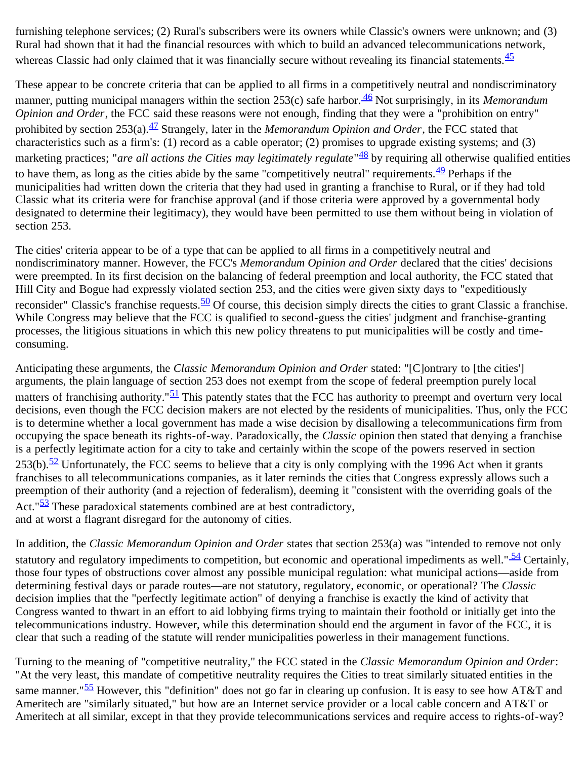furnishing telephone services; (2) Rural's subscribers were its owners while Classic's owners were unknown; and (3) Rural had shown that it had the financial resources with which to build an advanced telecommunications network, whereas Classic had only claimed that it was financially secure without revealing its financial statements.[45]

These appear to be concrete criteria that can be applied to all firms in a competitively neutral and nondiscriminatory manner, putting municipal managers within the section 253(c) safe harbor.[46] Not surprisingly, in its *Memorandum Opinion and Order*, the FCC said these reasons were not enough, finding that they were a "prohibition on entry" prohibited by section 253(a).[47] Strangely, later in the *Memorandum Opinion and Order*, the FCC stated that characteristics such as a firm's: (1) record as a cable operator; (2) promises to upgrade existing systems; and (3) marketing practices; "*are all actions the Cities may legitimately regulate*"[48] by requiring all otherwise qualified entities to have them, as long as the cities abide by the same "competitively neutral" requirements.[49] Perhaps if the municipalities had written down the criteria that they had used in granting a franchise to Rural, or if they had told Classic what its criteria were for franchise approval (and if those criteria were approved by a governmental body designated to determine their legitimacy), they would have been permitted to use them without being in violation of section 253.

The cities' criteria appear to be of a type that can be applied to all firms in a competitively neutral and nondiscriminatory manner. However, the FCC's *Memorandum Opinion and Order* declared that the cities' decisions were preempted. In its first decision on the balancing of federal preemption and local authority, the FCC stated that Hill City and Bogue had expressly violated section 253, and the cities were given sixty days to "expeditiously reconsider" Classic's franchise requests.[50] Of course, this decision simply directs the cities to grant Classic a franchise. While Congress may believe that the FCC is qualified to second-guess the cities' judgment and franchise-granting processes, the litigious situations in which this new policy threatens to put municipalities will be costly and time-consuming.

Anticipating these arguments, the *Classic Memorandum Opinion and Order* stated: "[C]ontrary to [the cities'] arguments, the plain language of section 253 does not exempt from the scope of federal preemption purely local matters of franchising authority."[51] This patently states that the FCC has authority to preempt and overturn very local decisions, even though the FCC decision makers are not elected by the residents of municipalities. Thus, only the FCC is to determine whether a local government has made a wise decision by disallowing a telecommunications firm from occupying the space beneath its rights-of-way. Paradoxically, the *Classic* opinion then stated that denying a franchise is a perfectly legitimate action for a city to take and certainly within the scope of the powers reserved in section 253(b).[52] Unfortunately, the FCC seems to believe that a city is only complying with the 1996 Act when it grants franchises to all telecommunications companies, as it later reminds the cities that Congress expressly allows such a preemption of their authority (and a rejection of federalism), deeming it "consistent with the overriding goals of the Act."[53] These paradoxical statements combined are at best contradictory, and at worst a flagrant disregard for the autonomy of cities.

In addition, the *Classic Memorandum Opinion and Order* states that section 253(a) was "intended to remove not only statutory and regulatory impediments to competition, but economic and operational impediments as well."[54] Certainly, those four types of obstructions cover almost any possible municipal regulation: what municipal actions—aside from determining festival days or parade routes—are not statutory, regulatory, economic, or operational? The *Classic* decision implies that the "perfectly legitimate action" of denying a franchise is exactly the kind of activity that Congress wanted to thwart in an effort to aid lobbying firms trying to maintain their foothold or initially get into the telecommunications industry. However, while this determination should end the argument in favor of the FCC, it is clear that such a reading of the statute will render municipalities powerless in their management functions.

Turning to the meaning of "competitive neutrality," the FCC stated in the *Classic Memorandum Opinion and Order*: "At the very least, this mandate of competitive neutrality requires the Cities to treat similarly situated entities in the same manner."[55] However, this "definition" does not go far in clearing up confusion. It is easy to see how AT&T and Ameritech are "similarly situated," but how are an Internet service provider or a local cable concern and AT&T or Ameritech at all similar, except in that they provide telecommunications services and require access to rights-of-way?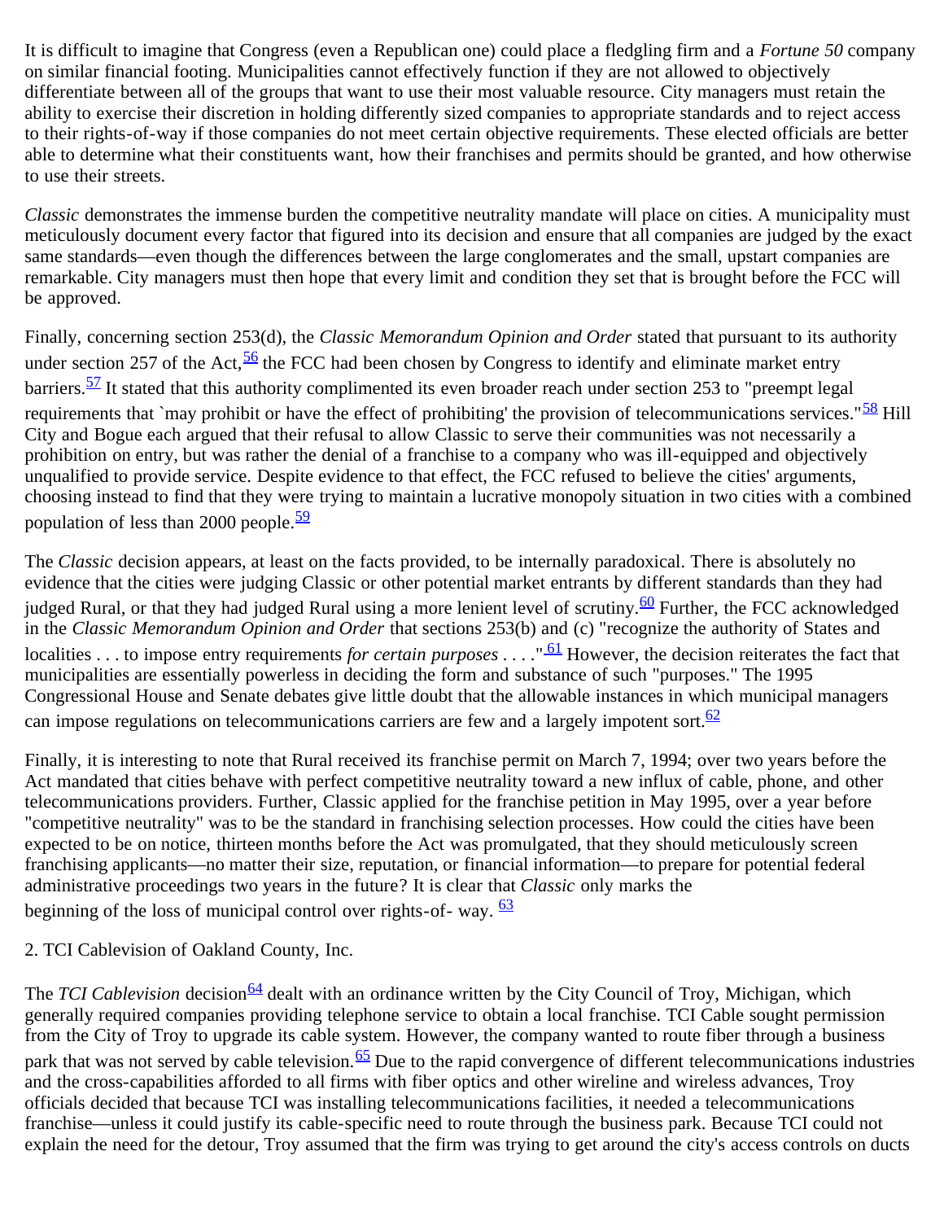It is difficult to imagine that Congress (even a Republican one) could place a fledgling firm and a *Fortune 50* company on similar financial footing. Municipalities cannot effectively function if they are not allowed to objectively differentiate between all of the groups that want to use their most valuable resource. City managers must retain the ability to exercise their discretion in holding differently sized companies to appropriate standards and to reject access to their rights-of-way if those companies do not meet certain objective requirements. These elected officials are better able to determine what their constituents want, how their franchises and permits should be granted, and how otherwise to use their streets.

*Classic* demonstrates the immense burden the competitive neutrality mandate will place on cities. A municipality must meticulously document every factor that figured into its decision and ensure that all companies are judged by the exact same standards—even though the differences between the large conglomerates and the small, upstart companies are remarkable. City managers must then hope that every limit and condition they set that is brought before the FCC will be approved.

Finally, concerning section 253(d), the *Classic Memorandum Opinion and Order* stated that pursuant to its authority under section 257 of the Act,[56] the FCC had been chosen by Congress to identify and eliminate market entry barriers.[57] It stated that this authority complimented its even broader reach under section 253 to "preempt legal requirements that `may prohibit or have the effect of prohibiting' the provision of telecommunications services."[58] Hill City and Bogue each argued that their refusal to allow Classic to serve their communities was not necessarily a prohibition on entry, but was rather the denial of a franchise to a company who was ill-equipped and objectively unqualified to provide service. Despite evidence to that effect, the FCC refused to believe the cities' arguments, choosing instead to find that they were trying to maintain a lucrative monopoly situation in two cities with a combined population of less than 2000 people.[59]

The *Classic* decision appears, at least on the facts provided, to be internally paradoxical. There is absolutely no evidence that the cities were judging Classic or other potential market entrants by different standards than they had judged Rural, or that they had judged Rural using a more lenient level of scrutiny.[60] Further, the FCC acknowledged in the *Classic Memorandum Opinion and Order* that sections 253(b) and (c) "recognize the authority of States and localities . . . to impose entry requirements *for certain purposes* . . . ."[61] However, the decision reiterates the fact that municipalities are essentially powerless in deciding the form and substance of such "purposes." The 1995 Congressional House and Senate debates give little doubt that the allowable instances in which municipal managers can impose regulations on telecommunications carriers are few and a largely impotent sort.[62]

Finally, it is interesting to note that Rural received its franchise permit on March 7, 1994; over two years before the Act mandated that cities behave with perfect competitive neutrality toward a new influx of cable, phone, and other telecommunications providers. Further, Classic applied for the franchise petition in May 1995, over a year before "competitive neutrality" was to be the standard in franchising selection processes. How could the cities have been expected to be on notice, thirteen months before the Act was promulgated, that they should meticulously screen franchising applicants—no matter their size, reputation, or financial information—to prepare for potential federal administrative proceedings two years in the future? It is clear that *Classic* only marks the beginning of the loss of municipal control over rights-of- way. [63]

2. TCI Cablevision of Oakland County, Inc.

The *TCI Cablevision* decision[64] dealt with an ordinance written by the City Council of Troy, Michigan, which generally required companies providing telephone service to obtain a local franchise. TCI Cable sought permission from the City of Troy to upgrade its cable system. However, the company wanted to route fiber through a business park that was not served by cable television.[65] Due to the rapid convergence of different telecommunications industries and the cross-capabilities afforded to all firms with fiber optics and other wireline and wireless advances, Troy officials decided that because TCI was installing telecommunications facilities, it needed a telecommunications franchise—unless it could justify its cable-specific need to route through the business park. Because TCI could not explain the need for the detour, Troy assumed that the firm was trying to get around the city's access controls on ducts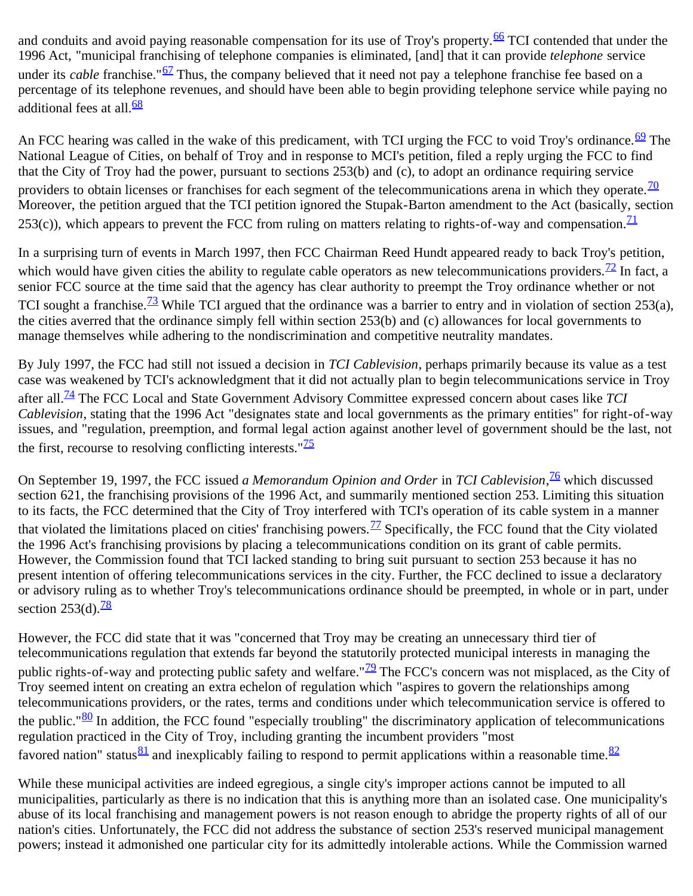and conduits and avoid paying reasonable compensation for its use of Troy's property.[66] TCI contended that under the 1996 Act, "municipal franchising of telephone companies is eliminated, [and] that it can provide *telephone* service under its *cable* franchise."[67] Thus, the company believed that it need not pay a telephone franchise fee based on a percentage of its telephone revenues, and should have been able to begin providing telephone service while paying no additional fees at all.[68]

An FCC hearing was called in the wake of this predicament, with TCI urging the FCC to void Troy's ordinance.[69] The National League of Cities, on behalf of Troy and in response to MCI's petition, filed a reply urging the FCC to find that the City of Troy had the power, pursuant to sections 253(b) and (c), to adopt an ordinance requiring service providers to obtain licenses or franchises for each segment of the telecommunications arena in which they operate.[70] Moreover, the petition argued that the TCI petition ignored the Stupak-Barton amendment to the Act (basically, section 253(c)), which appears to prevent the FCC from ruling on matters relating to rights-of-way and compensation.[71]

In a surprising turn of events in March 1997, then FCC Chairman Reed Hundt appeared ready to back Troy's petition, which would have given cities the ability to regulate cable operators as new telecommunications providers.[72] In fact, a senior FCC source at the time said that the agency has clear authority to preempt the Troy ordinance whether or not TCI sought a franchise.[73] While TCI argued that the ordinance was a barrier to entry and in violation of section 253(a), the cities averred that the ordinance simply fell within section 253(b) and (c) allowances for local governments to manage themselves while adhering to the nondiscrimination and competitive neutrality mandates.

By July 1997, the FCC had still not issued a decision in *TCI Cablevision*, perhaps primarily because its value as a test case was weakened by TCI's acknowledgment that it did not actually plan to begin telecommunications service in Troy after all.[74] The FCC Local and State Government Advisory Committee expressed concern about cases like *TCI Cablevision*, stating that the 1996 Act "designates state and local governments as the primary entities" for right-of-way issues, and "regulation, preemption, and formal legal action against another level of government should be the last, not the first, recourse to resolving conflicting interests."[75]

On September 19, 1997, the FCC issued *a Memorandum Opinion and Order* in *TCI Cablevision*,[76] which discussed section 621, the franchising provisions of the 1996 Act, and summarily mentioned section 253. Limiting this situation to its facts, the FCC determined that the City of Troy interfered with TCI's operation of its cable system in a manner that violated the limitations placed on cities' franchising powers.[77] Specifically, the FCC found that the City violated the 1996 Act's franchising provisions by placing a telecommunications condition on its grant of cable permits. However, the Commission found that TCI lacked standing to bring suit pursuant to section 253 because it has no present intention of offering telecommunications services in the city. Further, the FCC declined to issue a declaratory or advisory ruling as to whether Troy's telecommunications ordinance should be preempted, in whole or in part, under section 253(d).[78]

However, the FCC did state that it was "concerned that Troy may be creating an unnecessary third tier of telecommunications regulation that extends far beyond the statutorily protected municipal interests in managing the public rights-of-way and protecting public safety and welfare."[79] The FCC's concern was not misplaced, as the City of Troy seemed intent on creating an extra echelon of regulation which "aspires to govern the relationships among telecommunications providers, or the rates, terms and conditions under which telecommunication service is offered to the public."[80] In addition, the FCC found "especially troubling" the discriminatory application of telecommunications regulation practiced in the City of Troy, including granting the incumbent providers "most favored nation" status[81] and inexplicably failing to respond to permit applications within a reasonable time.[82]

While these municipal activities are indeed egregious, a single city's improper actions cannot be imputed to all municipalities, particularly as there is no indication that this is anything more than an isolated case. One municipality's abuse of its local franchising and management powers is not reason enough to abridge the property rights of all of our nation's cities. Unfortunately, the FCC did not address the substance of section 253's reserved municipal management powers; instead it admonished one particular city for its admittedly intolerable actions. While the Commission warned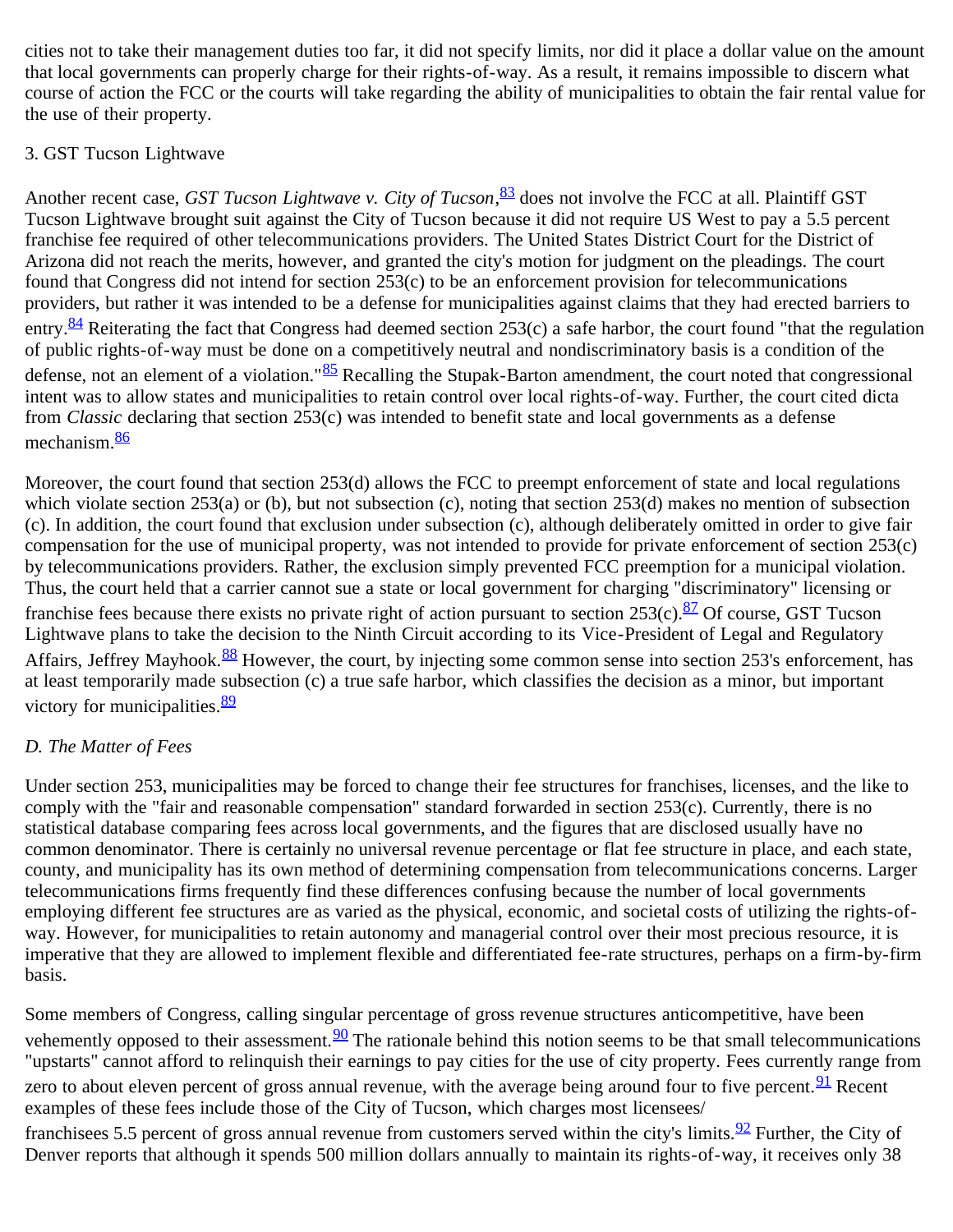cities not to take their management duties too far, it did not specify limits, nor did it place a dollar value on the amount that local governments can properly charge for their rights-of-way. As a result, it remains impossible to discern what course of action the FCC or the courts will take regarding the ability of municipalities to obtain the fair rental value for the use of their property.

3. GST Tucson Lightwave

Another recent case, *GST Tucson Lightwave v. City of Tucson*,[83] does not involve the FCC at all. Plaintiff GST Tucson Lightwave brought suit against the City of Tucson because it did not require US West to pay a 5.5 percent franchise fee required of other telecommunications providers. The United States District Court for the District of Arizona did not reach the merits, however, and granted the city's motion for judgment on the pleadings. The court found that Congress did not intend for section 253(c) to be an enforcement provision for telecommunications providers, but rather it was intended to be a defense for municipalities against claims that they had erected barriers to entry.[84] Reiterating the fact that Congress had deemed section 253(c) a safe harbor, the court found "that the regulation of public rights-of-way must be done on a competitively neutral and nondiscriminatory basis is a condition of the defense, not an element of a violation."[85] Recalling the Stupak-Barton amendment, the court noted that congressional intent was to allow states and municipalities to retain control over local rights-of-way. Further, the court cited dicta from *Classic* declaring that section 253(c) was intended to benefit state and local governments as a defense mechanism.[86]

Moreover, the court found that section 253(d) allows the FCC to preempt enforcement of state and local regulations which violate section 253(a) or (b), but not subsection (c), noting that section 253(d) makes no mention of subsection (c). In addition, the court found that exclusion under subsection (c), although deliberately omitted in order to give fair compensation for the use of municipal property, was not intended to provide for private enforcement of section 253(c) by telecommunications providers. Rather, the exclusion simply prevented FCC preemption for a municipal violation. Thus, the court held that a carrier cannot sue a state or local government for charging "discriminatory" licensing or franchise fees because there exists no private right of action pursuant to section 253(c).[87] Of course, GST Tucson Lightwave plans to take the decision to the Ninth Circuit according to its Vice-President of Legal and Regulatory Affairs, Jeffrey Mayhook.[88] However, the court, by injecting some common sense into section 253's enforcement, has at least temporarily made subsection (c) a true safe harbor, which classifies the decision as a minor, but important victory for municipalities.[89]

*D. The Matter of Fees*

Under section 253, municipalities may be forced to change their fee structures for franchises, licenses, and the like to comply with the "fair and reasonable compensation" standard forwarded in section 253(c). Currently, there is no statistical database comparing fees across local governments, and the figures that are disclosed usually have no common denominator. There is certainly no universal revenue percentage or flat fee structure in place, and each state, county, and municipality has its own method of determining compensation from telecommunications concerns. Larger telecommunications firms frequently find these differences confusing because the number of local governments employing different fee structures are as varied as the physical, economic, and societal costs of utilizing the rights-of-way. However, for municipalities to retain autonomy and managerial control over their most precious resource, it is imperative that they are allowed to implement flexible and differentiated fee-rate structures, perhaps on a firm-by-firm basis.

Some members of Congress, calling singular percentage of gross revenue structures anticompetitive, have been vehemently opposed to their assessment.[90] The rationale behind this notion seems to be that small telecommunications "upstarts" cannot afford to relinquish their earnings to pay cities for the use of city property. Fees currently range from zero to about eleven percent of gross annual revenue, with the average being around four to five percent.[91] Recent examples of these fees include those of the City of Tucson, which charges most licensees/franchisees 5.5 percent of gross annual revenue from customers served within the city's limits.[92] Further, the City of Denver reports that although it spends 500 million dollars annually to maintain its rights-of-way, it receives only 38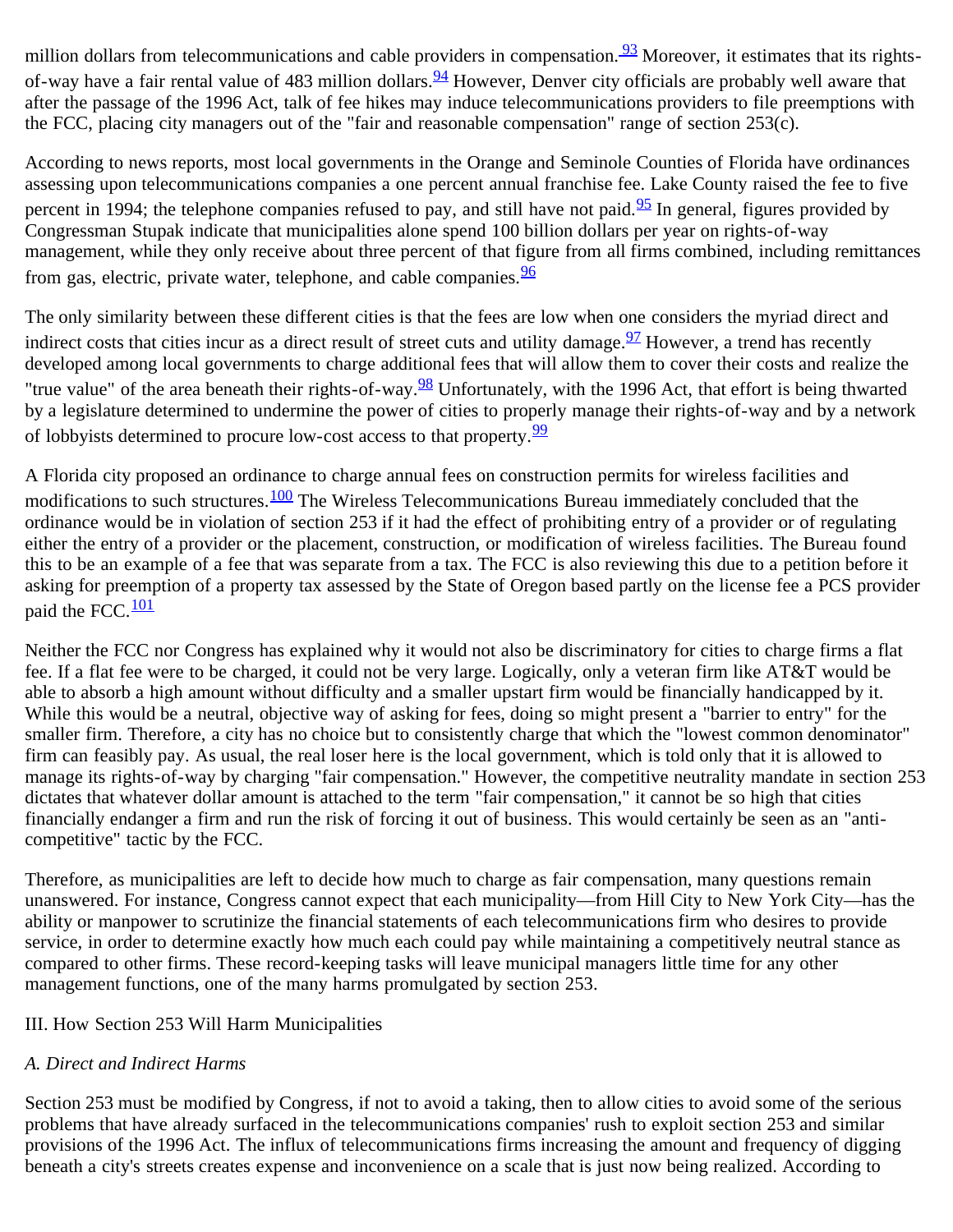million dollars from telecommunications and cable providers in compensation.[93] Moreover, it estimates that its rights-of-way have a fair rental value of 483 million dollars.[94] However, Denver city officials are probably well aware that after the passage of the 1996 Act, talk of fee hikes may induce telecommunications providers to file preemptions with the FCC, placing city managers out of the "fair and reasonable compensation" range of section 253(c).

According to news reports, most local governments in the Orange and Seminole Counties of Florida have ordinances assessing upon telecommunications companies a one percent annual franchise fee. Lake County raised the fee to five percent in 1994; the telephone companies refused to pay, and still have not paid.[95] In general, figures provided by Congressman Stupak indicate that municipalities alone spend 100 billion dollars per year on rights-of-way management, while they only receive about three percent of that figure from all firms combined, including remittances from gas, electric, private water, telephone, and cable companies.[96]

The only similarity between these different cities is that the fees are low when one considers the myriad direct and indirect costs that cities incur as a direct result of street cuts and utility damage.[97] However, a trend has recently developed among local governments to charge additional fees that will allow them to cover their costs and realize the "true value" of the area beneath their rights-of-way.[98] Unfortunately, with the 1996 Act, that effort is being thwarted by a legislature determined to undermine the power of cities to properly manage their rights-of-way and by a network of lobbyists determined to procure low-cost access to that property.[99]

A Florida city proposed an ordinance to charge annual fees on construction permits for wireless facilities and modifications to such structures.[100] The Wireless Telecommunications Bureau immediately concluded that the ordinance would be in violation of section 253 if it had the effect of prohibiting entry of a provider or of regulating either the entry of a provider or the placement, construction, or modification of wireless facilities. The Bureau found this to be an example of a fee that was separate from a tax. The FCC is also reviewing this due to a petition before it asking for preemption of a property tax assessed by the State of Oregon based partly on the license fee a PCS provider paid the FCC.[101]

Neither the FCC nor Congress has explained why it would not also be discriminatory for cities to charge firms a flat fee. If a flat fee were to be charged, it could not be very large. Logically, only a veteran firm like AT&T would be able to absorb a high amount without difficulty and a smaller upstart firm would be financially handicapped by it. While this would be a neutral, objective way of asking for fees, doing so might present a "barrier to entry" for the smaller firm. Therefore, a city has no choice but to consistently charge that which the "lowest common denominator" firm can feasibly pay. As usual, the real loser here is the local government, which is told only that it is allowed to manage its rights-of-way by charging "fair compensation." However, the competitive neutrality mandate in section 253 dictates that whatever dollar amount is attached to the term "fair compensation," it cannot be so high that cities financially endanger a firm and run the risk of forcing it out of business. This would certainly be seen as an "anti-competitive" tactic by the FCC.

Therefore, as municipalities are left to decide how much to charge as fair compensation, many questions remain unanswered. For instance, Congress cannot expect that each municipality—from Hill City to New York City—has the ability or manpower to scrutinize the financial statements of each telecommunications firm who desires to provide service, in order to determine exactly how much each could pay while maintaining a competitively neutral stance as compared to other firms. These record-keeping tasks will leave municipal managers little time for any other management functions, one of the many harms promulgated by section 253.

## III. How Section 253 Will Harm Municipalities

### *A. Direct and Indirect Harms*

Section 253 must be modified by Congress, if not to avoid a taking, then to allow cities to avoid some of the serious problems that have already surfaced in the telecommunications companies' rush to exploit section 253 and similar provisions of the 1996 Act. The influx of telecommunications firms increasing the amount and frequency of digging beneath a city's streets creates expense and inconvenience on a scale that is just now being realized. According to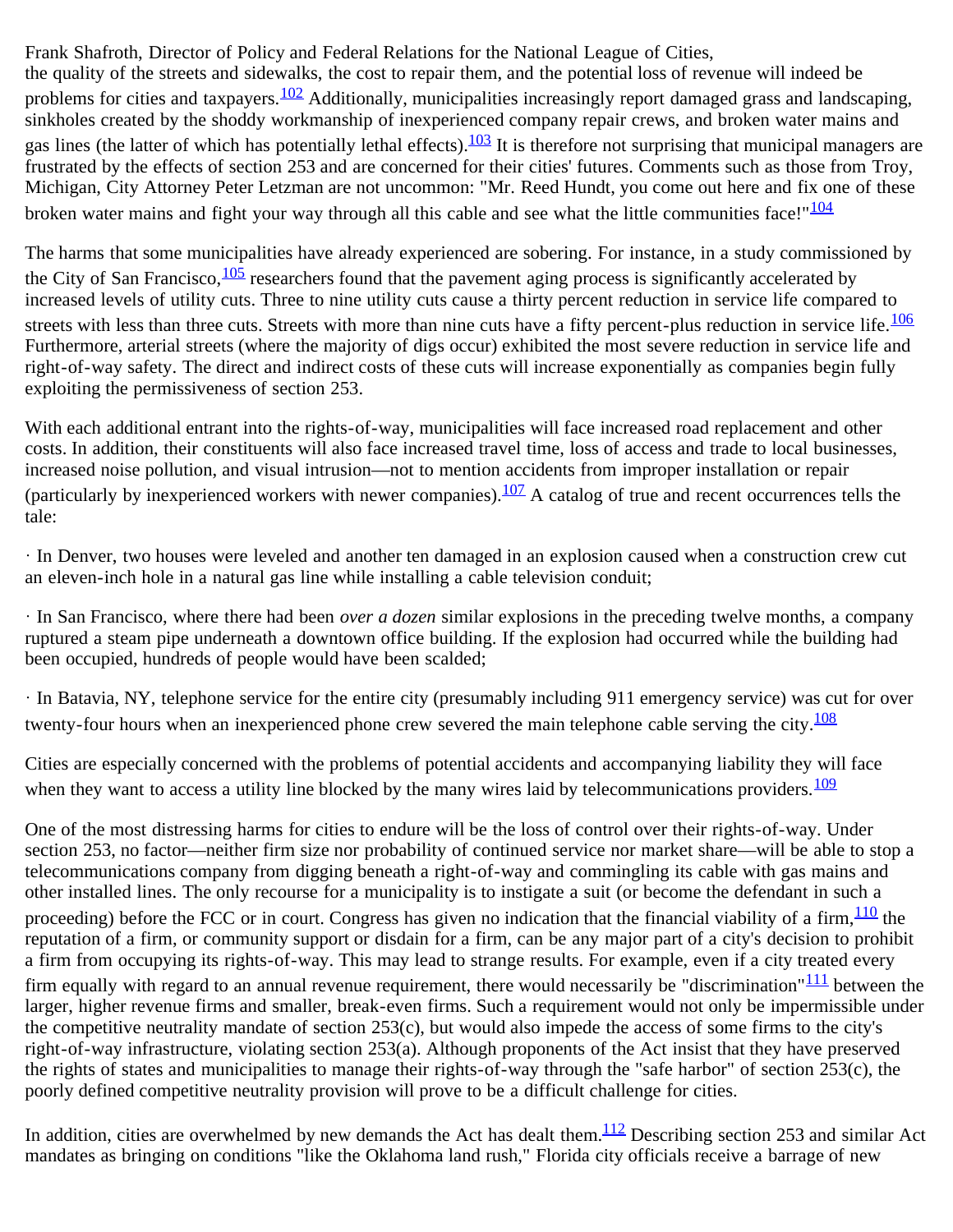Frank Shafroth, Director of Policy and Federal Relations for the National League of Cities, the quality of the streets and sidewalks, the cost to repair them, and the potential loss of revenue will indeed be problems for cities and taxpayers.[102] Additionally, municipalities increasingly report damaged grass and landscaping, sinkholes created by the shoddy workmanship of inexperienced company repair crews, and broken water mains and gas lines (the latter of which has potentially lethal effects).[103] It is therefore not surprising that municipal managers are frustrated by the effects of section 253 and are concerned for their cities' futures. Comments such as those from Troy, Michigan, City Attorney Peter Letzman are not uncommon: "Mr. Reed Hundt, you come out here and fix one of these broken water mains and fight your way through all this cable and see what the little communities face!"[104]

The harms that some municipalities have already experienced are sobering. For instance, in a study commissioned by the City of San Francisco,[105] researchers found that the pavement aging process is significantly accelerated by increased levels of utility cuts. Three to nine utility cuts cause a thirty percent reduction in service life compared to streets with less than three cuts. Streets with more than nine cuts have a fifty percent-plus reduction in service life.[106] Furthermore, arterial streets (where the majority of digs occur) exhibited the most severe reduction in service life and right-of-way safety. The direct and indirect costs of these cuts will increase exponentially as companies begin fully exploiting the permissiveness of section 253.

With each additional entrant into the rights-of-way, municipalities will face increased road replacement and other costs. In addition, their constituents will also face increased travel time, loss of access and trade to local businesses, increased noise pollution, and visual intrusion—not to mention accidents from improper installation or repair (particularly by inexperienced workers with newer companies).[107] A catalog of true and recent occurrences tells the tale:

· In Denver, two houses were leveled and another ten damaged in an explosion caused when a construction crew cut an eleven-inch hole in a natural gas line while installing a cable television conduit;

· In San Francisco, where there had been *over a dozen* similar explosions in the preceding twelve months, a company ruptured a steam pipe underneath a downtown office building. If the explosion had occurred while the building had been occupied, hundreds of people would have been scalded;

· In Batavia, NY, telephone service for the entire city (presumably including 911 emergency service) was cut for over twenty-four hours when an inexperienced phone crew severed the main telephone cable serving the city.[108]

Cities are especially concerned with the problems of potential accidents and accompanying liability they will face when they want to access a utility line blocked by the many wires laid by telecommunications providers.[109]

One of the most distressing harms for cities to endure will be the loss of control over their rights-of-way. Under section 253, no factor—neither firm size nor probability of continued service nor market share—will be able to stop a telecommunications company from digging beneath a right-of-way and commingling its cable with gas mains and other installed lines. The only recourse for a municipality is to instigate a suit (or become the defendant in such a proceeding) before the FCC or in court. Congress has given no indication that the financial viability of a firm,[110] the reputation of a firm, or community support or disdain for a firm, can be any major part of a city's decision to prohibit a firm from occupying its rights-of-way. This may lead to strange results. For example, even if a city treated every firm equally with regard to an annual revenue requirement, there would necessarily be "discrimination"[111] between the larger, higher revenue firms and smaller, break-even firms. Such a requirement would not only be impermissible under the competitive neutrality mandate of section 253(c), but would also impede the access of some firms to the city's right-of-way infrastructure, violating section 253(a). Although proponents of the Act insist that they have preserved the rights of states and municipalities to manage their rights-of-way through the "safe harbor" of section 253(c), the poorly defined competitive neutrality provision will prove to be a difficult challenge for cities.

In addition, cities are overwhelmed by new demands the Act has dealt them.[112] Describing section 253 and similar Act mandates as bringing on conditions "like the Oklahoma land rush," Florida city officials receive a barrage of new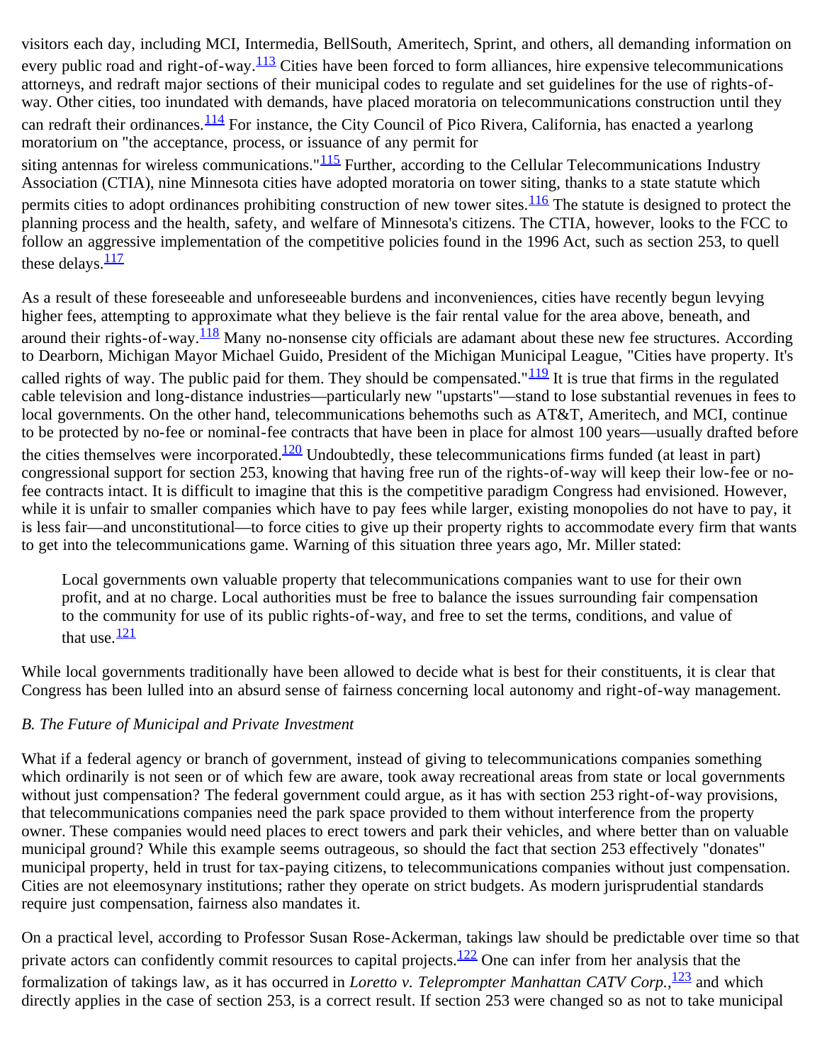visitors each day, including MCI, Intermedia, BellSouth, Ameritech, Sprint, and others, all demanding information on every public road and right-of-way.[113] Cities have been forced to form alliances, hire expensive telecommunications attorneys, and redraft major sections of their municipal codes to regulate and set guidelines for the use of rights-of-way. Other cities, too inundated with demands, have placed moratoria on telecommunications construction until they can redraft their ordinances.[114] For instance, the City Council of Pico Rivera, California, has enacted a yearlong moratorium on "the acceptance, process, or issuance of any permit for siting antennas for wireless communications."[115] Further, according to the Cellular Telecommunications Industry Association (CTIA), nine Minnesota cities have adopted moratoria on tower siting, thanks to a state statute which permits cities to adopt ordinances prohibiting construction of new tower sites.[116] The statute is designed to protect the planning process and the health, safety, and welfare of Minnesota's citizens. The CTIA, however, looks to the FCC to follow an aggressive implementation of the competitive policies found in the 1996 Act, such as section 253, to quell these delays.[117]

As a result of these foreseeable and unforeseeable burdens and inconveniences, cities have recently begun levying higher fees, attempting to approximate what they believe is the fair rental value for the area above, beneath, and around their rights-of-way.[118] Many no-nonsense city officials are adamant about these new fee structures. According to Dearborn, Michigan Mayor Michael Guido, President of the Michigan Municipal League, "Cities have property. It's called rights of way. The public paid for them. They should be compensated."[119] It is true that firms in the regulated cable television and long-distance industries—particularly new "upstarts"—stand to lose substantial revenues in fees to local governments. On the other hand, telecommunications behemoths such as AT&T, Ameritech, and MCI, continue to be protected by no-fee or nominal-fee contracts that have been in place for almost 100 years—usually drafted before the cities themselves were incorporated.[120] Undoubtedly, these telecommunications firms funded (at least in part) congressional support for section 253, knowing that having free run of the rights-of-way will keep their low-fee or no-fee contracts intact. It is difficult to imagine that this is the competitive paradigm Congress had envisioned. However, while it is unfair to smaller companies which have to pay fees while larger, existing monopolies do not have to pay, it is less fair—and unconstitutional—to force cities to give up their property rights to accommodate every firm that wants to get into the telecommunications game. Warning of this situation three years ago, Mr. Miller stated:

> Local governments own valuable property that telecommunications companies want to use for their own profit, and at no charge. Local authorities must be free to balance the issues surrounding fair compensation to the community for use of its public rights-of-way, and free to set the terms, conditions, and value of that use.[121]

While local governments traditionally have been allowed to decide what is best for their constituents, it is clear that Congress has been lulled into an absurd sense of fairness concerning local autonomy and right-of-way management.

### *B. The Future of Municipal and Private Investment*

What if a federal agency or branch of government, instead of giving to telecommunications companies something which ordinarily is not seen or of which few are aware, took away recreational areas from state or local governments without just compensation? The federal government could argue, as it has with section 253 right-of-way provisions, that telecommunications companies need the park space provided to them without interference from the property owner. These companies would need places to erect towers and park their vehicles, and where better than on valuable municipal ground? While this example seems outrageous, so should the fact that section 253 effectively "donates" municipal property, held in trust for tax-paying citizens, to telecommunications companies without just compensation. Cities are not eleemosynary institutions; rather they operate on strict budgets. As modern jurisprudential standards require just compensation, fairness also mandates it.

On a practical level, according to Professor Susan Rose-Ackerman, takings law should be predictable over time so that private actors can confidently commit resources to capital projects.[122] One can infer from her analysis that the formalization of takings law, as it has occurred in *Loretto v. Teleprompter Manhattan CATV Corp.*,[123] and which directly applies in the case of section 253, is a correct result. If section 253 were changed so as not to take municipal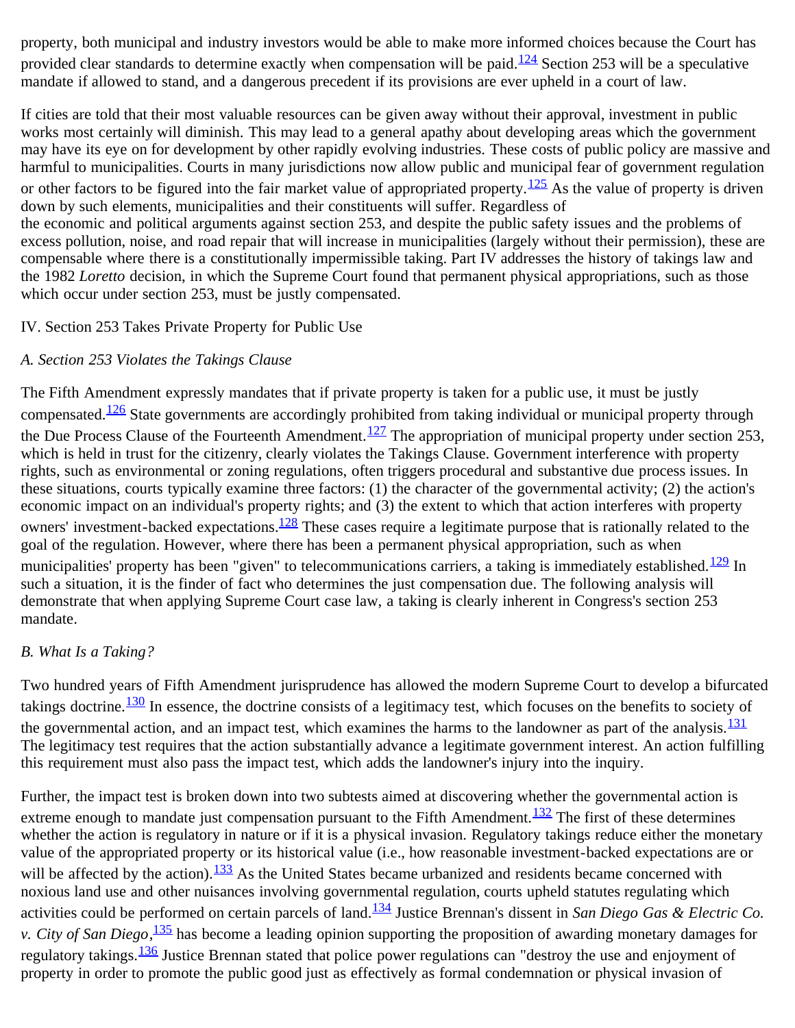property, both municipal and industry investors would be able to make more informed choices because the Court has provided clear standards to determine exactly when compensation will be paid.[124] Section 253 will be a speculative mandate if allowed to stand, and a dangerous precedent if its provisions are ever upheld in a court of law.

If cities are told that their most valuable resources can be given away without their approval, investment in public works most certainly will diminish. This may lead to a general apathy about developing areas which the government may have its eye on for development by other rapidly evolving industries. These costs of public policy are massive and harmful to municipalities. Courts in many jurisdictions now allow public and municipal fear of government regulation or other factors to be figured into the fair market value of appropriated property.[125] As the value of property is driven down by such elements, municipalities and their constituents will suffer. Regardless of the economic and political arguments against section 253, and despite the public safety issues and the problems of excess pollution, noise, and road repair that will increase in municipalities (largely without their permission), these are compensable where there is a constitutionally impermissible taking. Part IV addresses the history of takings law and the 1982 *Loretto* decision, in which the Supreme Court found that permanent physical appropriations, such as those which occur under section 253, must be justly compensated.

## IV. Section 253 Takes Private Property for Public Use

### *A. Section 253 Violates the Takings Clause*

The Fifth Amendment expressly mandates that if private property is taken for a public use, it must be justly compensated.[126] State governments are accordingly prohibited from taking individual or municipal property through the Due Process Clause of the Fourteenth Amendment.[127] The appropriation of municipal property under section 253, which is held in trust for the citizenry, clearly violates the Takings Clause. Government interference with property rights, such as environmental or zoning regulations, often triggers procedural and substantive due process issues. In these situations, courts typically examine three factors: (1) the character of the governmental activity; (2) the action's economic impact on an individual's property rights; and (3) the extent to which that action interferes with property owners' investment-backed expectations.[128] These cases require a legitimate purpose that is rationally related to the goal of the regulation. However, where there has been a permanent physical appropriation, such as when municipalities' property has been "given" to telecommunications carriers, a taking is immediately established.[129] In such a situation, it is the finder of fact who determines the just compensation due. The following analysis will demonstrate that when applying Supreme Court case law, a taking is clearly inherent in Congress's section 253 mandate.

### *B. What Is a Taking?*

Two hundred years of Fifth Amendment jurisprudence has allowed the modern Supreme Court to develop a bifurcated takings doctrine.[130] In essence, the doctrine consists of a legitimacy test, which focuses on the benefits to society of the governmental action, and an impact test, which examines the harms to the landowner as part of the analysis.[131] The legitimacy test requires that the action substantially advance a legitimate government interest. An action fulfilling this requirement must also pass the impact test, which adds the landowner's injury into the inquiry.

Further, the impact test is broken down into two subtests aimed at discovering whether the governmental action is extreme enough to mandate just compensation pursuant to the Fifth Amendment.[132] The first of these determines whether the action is regulatory in nature or if it is a physical invasion. Regulatory takings reduce either the monetary value of the appropriated property or its historical value (i.e., how reasonable investment-backed expectations are or will be affected by the action).[133] As the United States became urbanized and residents became concerned with noxious land use and other nuisances involving governmental regulation, courts upheld statutes regulating which activities could be performed on certain parcels of land.[134] Justice Brennan's dissent in *San Diego Gas & Electric Co. v. City of San Diego*,[135] has become a leading opinion supporting the proposition of awarding monetary damages for regulatory takings.[136] Justice Brennan stated that police power regulations can "destroy the use and enjoyment of property in order to promote the public good just as effectively as formal condemnation or physical invasion of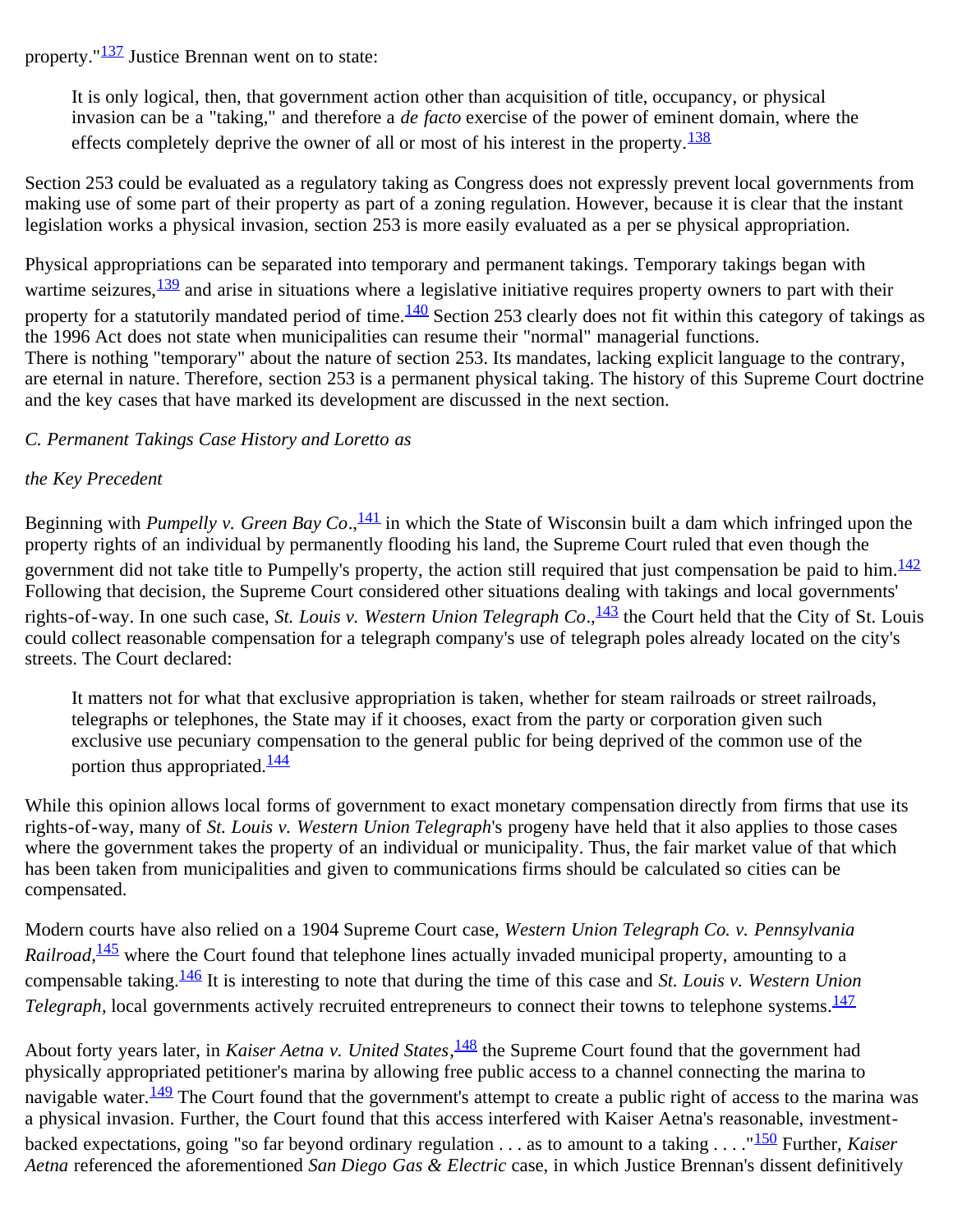property."[137] Justice Brennan went on to state:

> It is only logical, then, that government action other than acquisition of title, occupancy, or physical invasion can be a "taking," and therefore a *de facto* exercise of the power of eminent domain, where the effects completely deprive the owner of all or most of his interest in the property.[138]

Section 253 could be evaluated as a regulatory taking as Congress does not expressly prevent local governments from making use of some part of their property as part of a zoning regulation. However, because it is clear that the instant legislation works a physical invasion, section 253 is more easily evaluated as a per se physical appropriation.

Physical appropriations can be separated into temporary and permanent takings. Temporary takings began with wartime seizures,[139] and arise in situations where a legislative initiative requires property owners to part with their property for a statutorily mandated period of time.[140] Section 253 clearly does not fit within this category of takings as the 1996 Act does not state when municipalities can resume their "normal" managerial functions. There is nothing "temporary" about the nature of section 253. Its mandates, lacking explicit language to the contrary, are eternal in nature. Therefore, section 253 is a permanent physical taking. The history of this Supreme Court doctrine and the key cases that have marked its development are discussed in the next section.

*C. Permanent Takings Case History and Loretto as*

*the Key Precedent*

Beginning with *Pumpelly v. Green Bay Co*.,[141] in which the State of Wisconsin built a dam which infringed upon the property rights of an individual by permanently flooding his land, the Supreme Court ruled that even though the government did not take title to Pumpelly's property, the action still required that just compensation be paid to him.[142] Following that decision, the Supreme Court considered other situations dealing with takings and local governments' rights-of-way. In one such case, *St. Louis v. Western Union Telegraph Co*.,[143] the Court held that the City of St. Louis could collect reasonable compensation for a telegraph company's use of telegraph poles already located on the city's streets. The Court declared:

> It matters not for what that exclusive appropriation is taken, whether for steam railroads or street railroads, telegraphs or telephones, the State may if it chooses, exact from the party or corporation given such exclusive use pecuniary compensation to the general public for being deprived of the common use of the portion thus appropriated.[144]

While this opinion allows local forms of government to exact monetary compensation directly from firms that use its rights-of-way, many of *St. Louis v. Western Union Telegraph*'s progeny have held that it also applies to those cases where the government takes the property of an individual or municipality. Thus, the fair market value of that which has been taken from municipalities and given to communications firms should be calculated so cities can be compensated.

Modern courts have also relied on a 1904 Supreme Court case, *Western Union Telegraph Co. v. Pennsylvania Railroad*,[145] where the Court found that telephone lines actually invaded municipal property, amounting to a compensable taking.[146] It is interesting to note that during the time of this case and *St. Louis v. Western Union Telegraph*, local governments actively recruited entrepreneurs to connect their towns to telephone systems.[147]

About forty years later, in *Kaiser Aetna v. United States*,[148] the Supreme Court found that the government had physically appropriated petitioner's marina by allowing free public access to a channel connecting the marina to navigable water.[149] The Court found that the government's attempt to create a public right of access to the marina was a physical invasion. Further, the Court found that this access interfered with Kaiser Aetna's reasonable, investment-backed expectations, going "so far beyond ordinary regulation . . . as to amount to a taking . . . ."[150] Further, *Kaiser Aetna* referenced the aforementioned *San Diego Gas & Electric* case, in which Justice Brennan's dissent definitively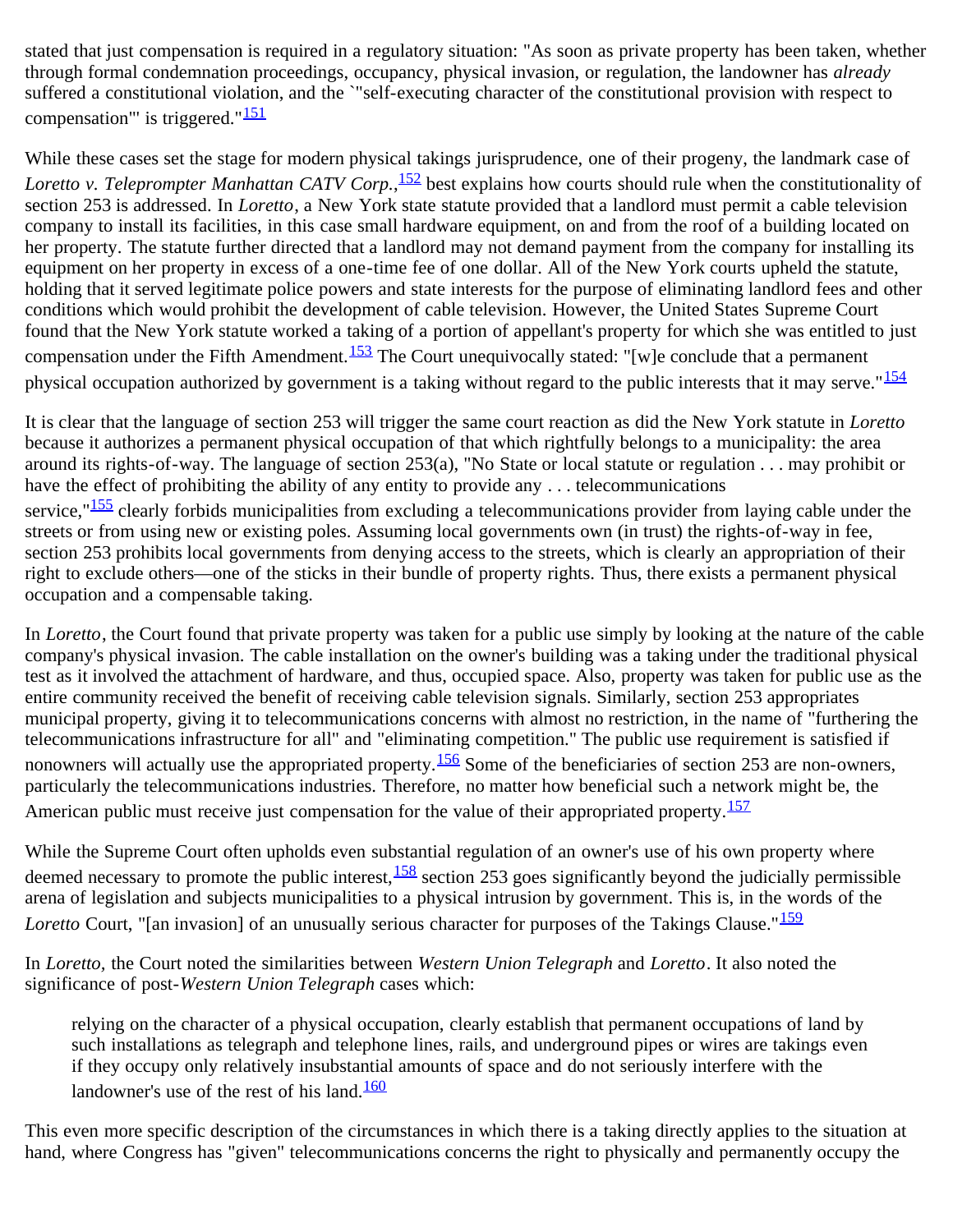stated that just compensation is required in a regulatory situation: "As soon as private property has been taken, whether through formal condemnation proceedings, occupancy, physical invasion, or regulation, the landowner has *already* suffered a constitutional violation, and the `"self-executing character of the constitutional provision with respect to compensation"' is triggered."[151]

While these cases set the stage for modern physical takings jurisprudence, one of their progeny, the landmark case of *Loretto v. Teleprompter Manhattan CATV Corp.*,[152] best explains how courts should rule when the constitutionality of section 253 is addressed. In *Loretto*, a New York state statute provided that a landlord must permit a cable television company to install its facilities, in this case small hardware equipment, on and from the roof of a building located on her property. The statute further directed that a landlord may not demand payment from the company for installing its equipment on her property in excess of a one-time fee of one dollar. All of the New York courts upheld the statute, holding that it served legitimate police powers and state interests for the purpose of eliminating landlord fees and other conditions which would prohibit the development of cable television. However, the United States Supreme Court found that the New York statute worked a taking of a portion of appellant's property for which she was entitled to just compensation under the Fifth Amendment.[153] The Court unequivocally stated: "[w]e conclude that a permanent physical occupation authorized by government is a taking without regard to the public interests that it may serve."[154]

It is clear that the language of section 253 will trigger the same court reaction as did the New York statute in *Loretto* because it authorizes a permanent physical occupation of that which rightfully belongs to a municipality: the area around its rights-of-way. The language of section 253(a), "No State or local statute or regulation . . . may prohibit or have the effect of prohibiting the ability of any entity to provide any . . . telecommunications service,"[155] clearly forbids municipalities from excluding a telecommunications provider from laying cable under the streets or from using new or existing poles. Assuming local governments own (in trust) the rights-of-way in fee, section 253 prohibits local governments from denying access to the streets, which is clearly an appropriation of their right to exclude others—one of the sticks in their bundle of property rights. Thus, there exists a permanent physical occupation and a compensable taking.

In *Loretto*, the Court found that private property was taken for a public use simply by looking at the nature of the cable company's physical invasion. The cable installation on the owner's building was a taking under the traditional physical test as it involved the attachment of hardware, and thus, occupied space. Also, property was taken for public use as the entire community received the benefit of receiving cable television signals. Similarly, section 253 appropriates municipal property, giving it to telecommunications concerns with almost no restriction, in the name of "furthering the telecommunications infrastructure for all" and "eliminating competition." The public use requirement is satisfied if nonowners will actually use the appropriated property.[156] Some of the beneficiaries of section 253 are non-owners, particularly the telecommunications industries. Therefore, no matter how beneficial such a network might be, the American public must receive just compensation for the value of their appropriated property.[157]

While the Supreme Court often upholds even substantial regulation of an owner's use of his own property where deemed necessary to promote the public interest,[158] section 253 goes significantly beyond the judicially permissible arena of legislation and subjects municipalities to a physical intrusion by government. This is, in the words of the *Loretto* Court, "[an invasion] of an unusually serious character for purposes of the Takings Clause."[159]

In *Loretto*, the Court noted the similarities between *Western Union Telegraph* and *Loretto*. It also noted the significance of post-*Western Union Telegraph* cases which:

> relying on the character of a physical occupation, clearly establish that permanent occupations of land by such installations as telegraph and telephone lines, rails, and underground pipes or wires are takings even if they occupy only relatively insubstantial amounts of space and do not seriously interfere with the landowner's use of the rest of his land.[160]

This even more specific description of the circumstances in which there is a taking directly applies to the situation at hand, where Congress has "given" telecommunications concerns the right to physically and permanently occupy the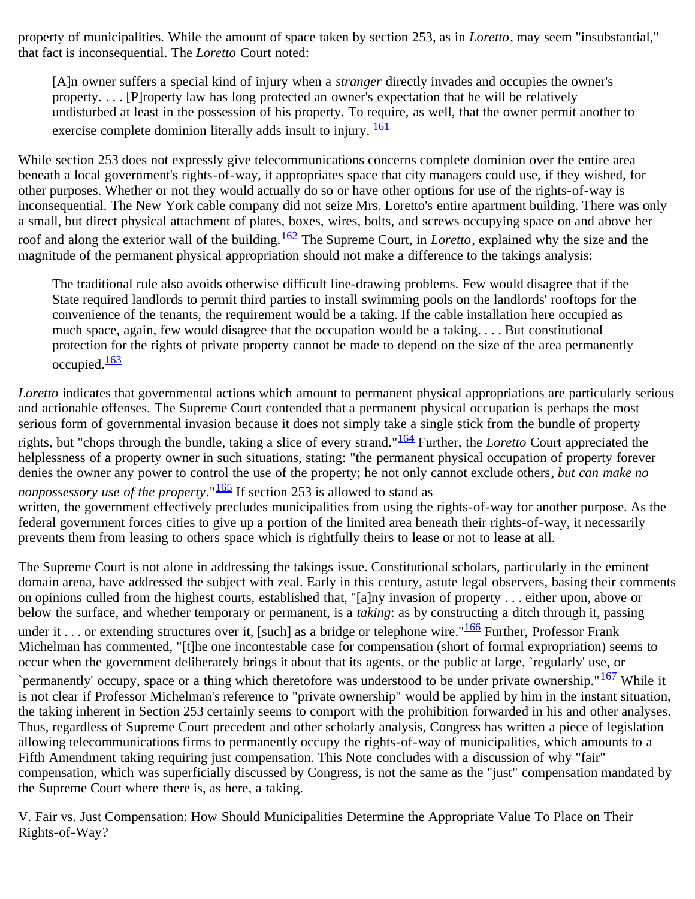property of municipalities. While the amount of space taken by section 253, as in *Loretto*, may seem "insubstantial," that fact is inconsequential. The *Loretto* Court noted:

> [A]n owner suffers a special kind of injury when a *stranger* directly invades and occupies the owner's property. . . . [P]roperty law has long protected an owner's expectation that he will be relatively undisturbed at least in the possession of his property. To require, as well, that the owner permit another to exercise complete dominion literally adds insult to injury.[161]

While section 253 does not expressly give telecommunications concerns complete dominion over the entire area beneath a local government's rights-of-way, it appropriates space that city managers could use, if they wished, for other purposes. Whether or not they would actually do so or have other options for use of the rights-of-way is inconsequential. The New York cable company did not seize Mrs. Loretto's entire apartment building. There was only a small, but direct physical attachment of plates, boxes, wires, bolts, and screws occupying space on and above her roof and along the exterior wall of the building.[162] The Supreme Court, in *Loretto*, explained why the size and the magnitude of the permanent physical appropriation should not make a difference to the takings analysis:

> The traditional rule also avoids otherwise difficult line-drawing problems. Few would disagree that if the State required landlords to permit third parties to install swimming pools on the landlords' rooftops for the convenience of the tenants, the requirement would be a taking. If the cable installation here occupied as much space, again, few would disagree that the occupation would be a taking. . . . But constitutional protection for the rights of private property cannot be made to depend on the size of the area permanently occupied.[163]

*Loretto* indicates that governmental actions which amount to permanent physical appropriations are particularly serious and actionable offenses. The Supreme Court contended that a permanent physical occupation is perhaps the most serious form of governmental invasion because it does not simply take a single stick from the bundle of property rights, but "chops through the bundle, taking a slice of every strand."[164] Further, the *Loretto* Court appreciated the helplessness of a property owner in such situations, stating: "the permanent physical occupation of property forever denies the owner any power to control the use of the property; he not only cannot exclude others, *but can make no nonpossessory use of the property*."[165] If section 253 is allowed to stand as written, the government effectively precludes municipalities from using the rights-of-way for another purpose. As the federal government forces cities to give up a portion of the limited area beneath their rights-of-way, it necessarily prevents them from leasing to others space which is rightfully theirs to lease or not to lease at all.

The Supreme Court is not alone in addressing the takings issue. Constitutional scholars, particularly in the eminent domain arena, have addressed the subject with zeal. Early in this century, astute legal observers, basing their comments on opinions culled from the highest courts, established that, "[a]ny invasion of property . . . either upon, above or below the surface, and whether temporary or permanent, is a *taking*: as by constructing a ditch through it, passing under it . . . or extending structures over it, [such] as a bridge or telephone wire."[166] Further, Professor Frank Michelman has commented, "[t]he one incontestable case for compensation (short of formal expropriation) seems to occur when the government deliberately brings it about that its agents, or the public at large, `regularly' use, or `permanently' occupy, space or a thing which theretofore was understood to be under private ownership."[167] While it is not clear if Professor Michelman's reference to "private ownership" would be applied by him in the instant situation, the taking inherent in Section 253 certainly seems to comport with the prohibition forwarded in his and other analyses. Thus, regardless of Supreme Court precedent and other scholarly analysis, Congress has written a piece of legislation allowing telecommunications firms to permanently occupy the rights-of-way of municipalities, which amounts to a Fifth Amendment taking requiring just compensation. This Note concludes with a discussion of why "fair" compensation, which was superficially discussed by Congress, is not the same as the "just" compensation mandated by the Supreme Court where there is, as here, a taking.

## V. Fair vs. Just Compensation: How Should Municipalities Determine the Appropriate Value To Place on Their Rights-of-Way?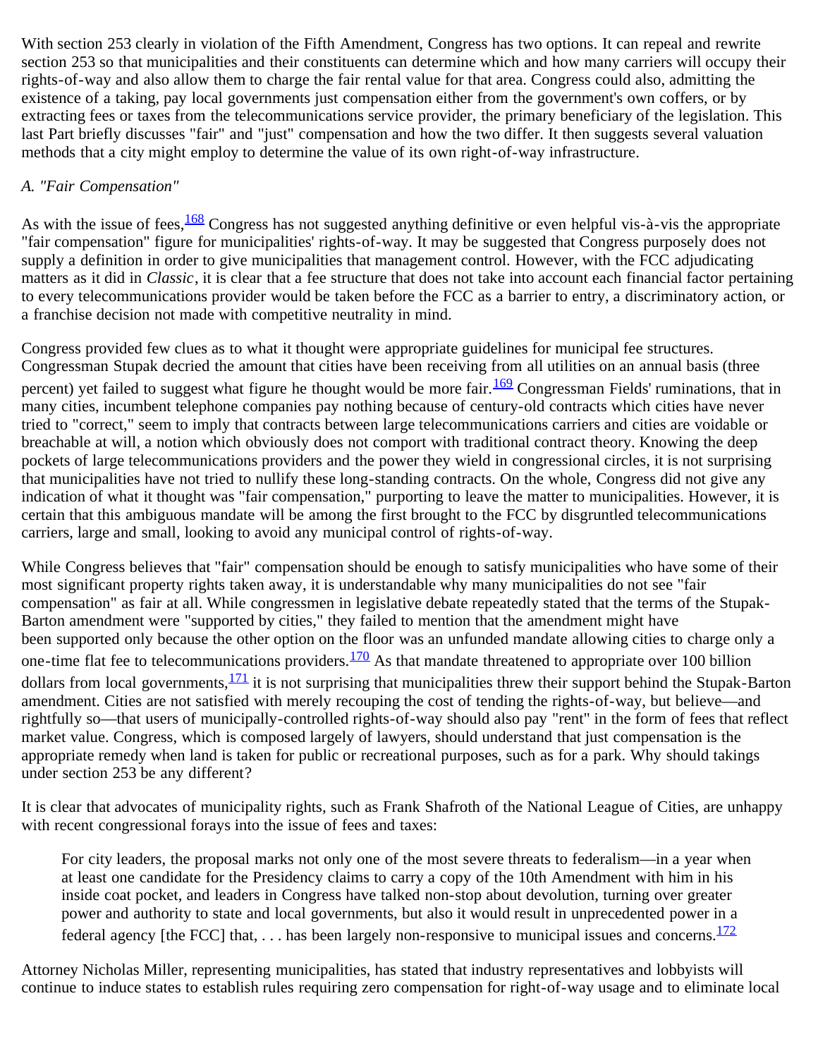With section 253 clearly in violation of the Fifth Amendment, Congress has two options. It can repeal and rewrite section 253 so that municipalities and their constituents can determine which and how many carriers will occupy their rights-of-way and also allow them to charge the fair rental value for that area. Congress could also, admitting the existence of a taking, pay local governments just compensation either from the government's own coffers, or by extracting fees or taxes from the telecommunications service provider, the primary beneficiary of the legislation. This last Part briefly discusses "fair" and "just" compensation and how the two differ. It then suggests several valuation methods that a city might employ to determine the value of its own right-of-way infrastructure.

### A. "Fair Compensation"

As with the issue of fees,[168] Congress has not suggested anything definitive or even helpful vis-à-vis the appropriate "fair compensation" figure for municipalities' rights-of-way. It may be suggested that Congress purposely does not supply a definition in order to give municipalities that management control. However, with the FCC adjudicating matters as it did in *Classic*, it is clear that a fee structure that does not take into account each financial factor pertaining to every telecommunications provider would be taken before the FCC as a barrier to entry, a discriminatory action, or a franchise decision not made with competitive neutrality in mind.

Congress provided few clues as to what it thought were appropriate guidelines for municipal fee structures. Congressman Stupak decried the amount that cities have been receiving from all utilities on an annual basis (three percent) yet failed to suggest what figure he thought would be more fair.[169] Congressman Fields' ruminations, that in many cities, incumbent telephone companies pay nothing because of century-old contracts which cities have never tried to "correct," seem to imply that contracts between large telecommunications carriers and cities are voidable or breachable at will, a notion which obviously does not comport with traditional contract theory. Knowing the deep pockets of large telecommunications providers and the power they wield in congressional circles, it is not surprising that municipalities have not tried to nullify these long-standing contracts. On the whole, Congress did not give any indication of what it thought was "fair compensation," purporting to leave the matter to municipalities. However, it is certain that this ambiguous mandate will be among the first brought to the FCC by disgruntled telecommunications carriers, large and small, looking to avoid any municipal control of rights-of-way.

While Congress believes that "fair" compensation should be enough to satisfy municipalities who have some of their most significant property rights taken away, it is understandable why many municipalities do not see "fair compensation" as fair at all. While congressmen in legislative debate repeatedly stated that the terms of the Stupak-Barton amendment were "supported by cities," they failed to mention that the amendment might have been supported only because the other option on the floor was an unfunded mandate allowing cities to charge only a one-time flat fee to telecommunications providers.[170] As that mandate threatened to appropriate over 100 billion dollars from local governments,[171] it is not surprising that municipalities threw their support behind the Stupak-Barton amendment. Cities are not satisfied with merely recouping the cost of tending the rights-of-way, but believe—and rightfully so—that users of municipally-controlled rights-of-way should also pay "rent" in the form of fees that reflect market value. Congress, which is composed largely of lawyers, should understand that just compensation is the appropriate remedy when land is taken for public or recreational purposes, such as for a park. Why should takings under section 253 be any different?

It is clear that advocates of municipality rights, such as Frank Shafroth of the National League of Cities, are unhappy with recent congressional forays into the issue of fees and taxes:

> For city leaders, the proposal marks not only one of the most severe threats to federalism—in a year when at least one candidate for the Presidency claims to carry a copy of the 10th Amendment with him in his inside coat pocket, and leaders in Congress have talked non-stop about devolution, turning over greater power and authority to state and local governments, but also it would result in unprecedented power in a federal agency [the FCC] that, . . . has been largely non-responsive to municipal issues and concerns.[172]

Attorney Nicholas Miller, representing municipalities, has stated that industry representatives and lobbyists will continue to induce states to establish rules requiring zero compensation for right-of-way usage and to eliminate local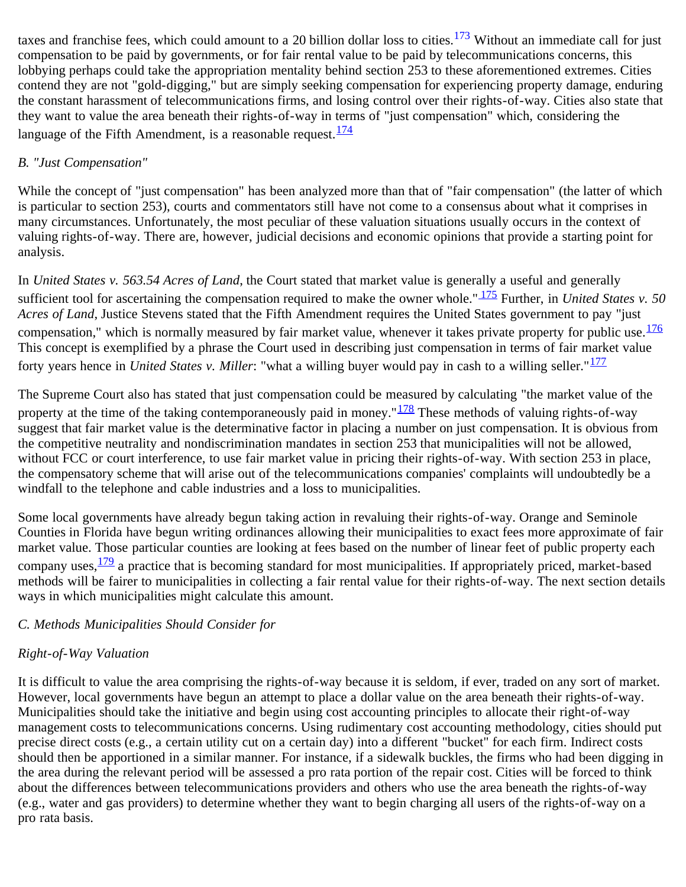taxes and franchise fees, which could amount to a 20 billion dollar loss to cities.[173] Without an immediate call for just compensation to be paid by governments, or for fair rental value to be paid by telecommunications concerns, this lobbying perhaps could take the appropriation mentality behind section 253 to these aforementioned extremes. Cities contend they are not "gold-digging," but are simply seeking compensation for experiencing property damage, enduring the constant harassment of telecommunications firms, and losing control over their rights-of-way. Cities also state that they want to value the area beneath their rights-of-way in terms of "just compensation" which, considering the language of the Fifth Amendment, is a reasonable request.[174]

*B. "Just Compensation"*

While the concept of "just compensation" has been analyzed more than that of "fair compensation" (the latter of which is particular to section 253), courts and commentators still have not come to a consensus about what it comprises in many circumstances. Unfortunately, the most peculiar of these valuation situations usually occurs in the context of valuing rights-of-way. There are, however, judicial decisions and economic opinions that provide a starting point for analysis.

In *United States v. 563.54 Acres of Land*, the Court stated that market value is generally a useful and generally sufficient tool for ascertaining the compensation required to make the owner whole."[175] Further, in *United States v. 50 Acres of Land*, Justice Stevens stated that the Fifth Amendment requires the United States government to pay "just compensation," which is normally measured by fair market value, whenever it takes private property for public use.[176] This concept is exemplified by a phrase the Court used in describing just compensation in terms of fair market value forty years hence in *United States v. Miller*: "what a willing buyer would pay in cash to a willing seller."[177]

The Supreme Court also has stated that just compensation could be measured by calculating "the market value of the property at the time of the taking contemporaneously paid in money."[178] These methods of valuing rights-of-way suggest that fair market value is the determinative factor in placing a number on just compensation. It is obvious from the competitive neutrality and nondiscrimination mandates in section 253 that municipalities will not be allowed, without FCC or court interference, to use fair market value in pricing their rights-of-way. With section 253 in place, the compensatory scheme that will arise out of the telecommunications companies' complaints will undoubtedly be a windfall to the telephone and cable industries and a loss to municipalities.

Some local governments have already begun taking action in revaluing their rights-of-way. Orange and Seminole Counties in Florida have begun writing ordinances allowing their municipalities to exact fees more approximate of fair market value. Those particular counties are looking at fees based on the number of linear feet of public property each company uses,[179] a practice that is becoming standard for most municipalities. If appropriately priced, market-based methods will be fairer to municipalities in collecting a fair rental value for their rights-of-way. The next section details ways in which municipalities might calculate this amount.

*C. Methods Municipalities Should Consider for*

*Right-of-Way Valuation*

It is difficult to value the area comprising the rights-of-way because it is seldom, if ever, traded on any sort of market. However, local governments have begun an attempt to place a dollar value on the area beneath their rights-of-way. Municipalities should take the initiative and begin using cost accounting principles to allocate their right-of-way management costs to telecommunications concerns. Using rudimentary cost accounting methodology, cities should put precise direct costs (e.g., a certain utility cut on a certain day) into a different "bucket" for each firm. Indirect costs should then be apportioned in a similar manner. For instance, if a sidewalk buckles, the firms who had been digging in the area during the relevant period will be assessed a pro rata portion of the repair cost. Cities will be forced to think about the differences between telecommunications providers and others who use the area beneath the rights-of-way (e.g., water and gas providers) to determine whether they want to begin charging all users of the rights-of-way on a pro rata basis.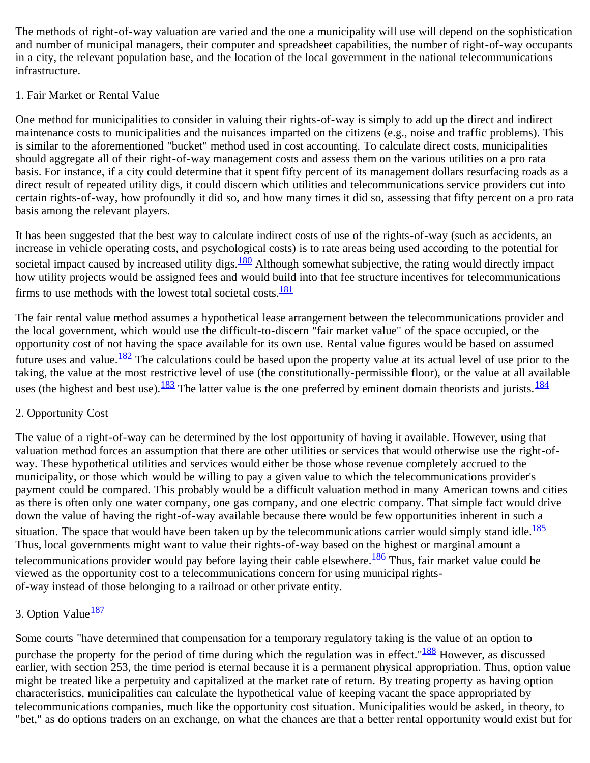The methods of right-of-way valuation are varied and the one a municipality will use will depend on the sophistication and number of municipal managers, their computer and spreadsheet capabilities, the number of right-of-way occupants in a city, the relevant population base, and the location of the local government in the national telecommunications infrastructure.

1. Fair Market or Rental Value

One method for municipalities to consider in valuing their rights-of-way is simply to add up the direct and indirect maintenance costs to municipalities and the nuisances imparted on the citizens (e.g., noise and traffic problems). This is similar to the aforementioned "bucket" method used in cost accounting. To calculate direct costs, municipalities should aggregate all of their right-of-way management costs and assess them on the various utilities on a pro rata basis. For instance, if a city could determine that it spent fifty percent of its management dollars resurfacing roads as a direct result of repeated utility digs, it could discern which utilities and telecommunications service providers cut into certain rights-of-way, how profoundly it did so, and how many times it did so, assessing that fifty percent on a pro rata basis among the relevant players.

It has been suggested that the best way to calculate indirect costs of use of the rights-of-way (such as accidents, an increase in vehicle operating costs, and psychological costs) is to rate areas being used according to the potential for societal impact caused by increased utility digs.[180] Although somewhat subjective, the rating would directly impact how utility projects would be assigned fees and would build into that fee structure incentives for telecommunications firms to use methods with the lowest total societal costs.[181]

The fair rental value method assumes a hypothetical lease arrangement between the telecommunications provider and the local government, which would use the difficult-to-discern "fair market value" of the space occupied, or the opportunity cost of not having the space available for its own use. Rental value figures would be based on assumed future uses and value.[182] The calculations could be based upon the property value at its actual level of use prior to the taking, the value at the most restrictive level of use (the constitutionally-permissible floor), or the value at all available uses (the highest and best use).[183] The latter value is the one preferred by eminent domain theorists and jurists.[184]

2. Opportunity Cost

The value of a right-of-way can be determined by the lost opportunity of having it available. However, using that valuation method forces an assumption that there are other utilities or services that would otherwise use the right-of-way. These hypothetical utilities and services would either be those whose revenue completely accrued to the municipality, or those which would be willing to pay a given value to which the telecommunications provider's payment could be compared. This probably would be a difficult valuation method in many American towns and cities as there is often only one water company, one gas company, and one electric company. That simple fact would drive down the value of having the right-of-way available because there would be few opportunities inherent in such a situation. The space that would have been taken up by the telecommunications carrier would simply stand idle.[185] Thus, local governments might want to value their rights-of-way based on the highest or marginal amount a telecommunications provider would pay before laying their cable elsewhere.[186] Thus, fair market value could be viewed as the opportunity cost to a telecommunications concern for using municipal rights-of-way instead of those belonging to a railroad or other private entity.

3. Option Value[187]

Some courts "have determined that compensation for a temporary regulatory taking is the value of an option to purchase the property for the period of time during which the regulation was in effect."[188] However, as discussed earlier, with section 253, the time period is eternal because it is a permanent physical appropriation. Thus, option value might be treated like a perpetuity and capitalized at the market rate of return. By treating property as having option characteristics, municipalities can calculate the hypothetical value of keeping vacant the space appropriated by telecommunications companies, much like the opportunity cost situation. Municipalities would be asked, in theory, to "bet," as do options traders on an exchange, on what the chances are that a better rental opportunity would exist but for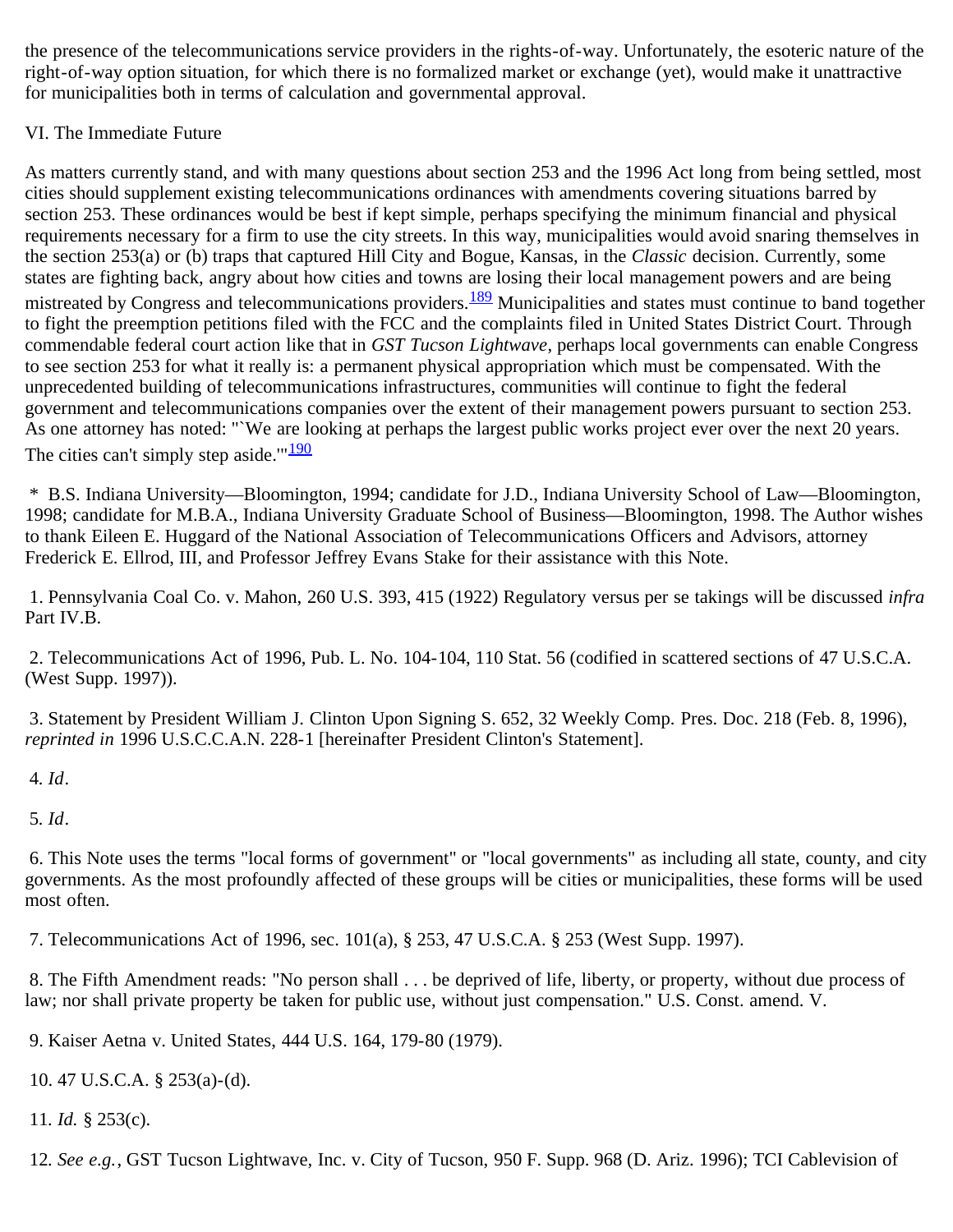the presence of the telecommunications service providers in the rights-of-way. Unfortunately, the esoteric nature of the right-of-way option situation, for which there is no formalized market or exchange (yet), would make it unattractive for municipalities both in terms of calculation and governmental approval.

## VI. The Immediate Future

As matters currently stand, and with many questions about section 253 and the 1996 Act long from being settled, most cities should supplement existing telecommunications ordinances with amendments covering situations barred by section 253. These ordinances would be best if kept simple, perhaps specifying the minimum financial and physical requirements necessary for a firm to use the city streets. In this way, municipalities would avoid snaring themselves in the section 253(a) or (b) traps that captured Hill City and Bogue, Kansas, in the *Classic* decision. Currently, some states are fighting back, angry about how cities and towns are losing their local management powers and are being mistreated by Congress and telecommunications providers.[189] Municipalities and states must continue to band together to fight the preemption petitions filed with the FCC and the complaints filed in United States District Court. Through commendable federal court action like that in *GST Tucson Lightwave*, perhaps local governments can enable Congress to see section 253 for what it really is: a permanent physical appropriation which must be compensated. With the unprecedented building of telecommunications infrastructures, communities will continue to fight the federal government and telecommunications companies over the extent of their management powers pursuant to section 253. As one attorney has noted: "`We are looking at perhaps the largest public works project ever over the next 20 years. The cities can't simply step aside.'"[190]

\* B.S. Indiana University—Bloomington, 1994; candidate for J.D., Indiana University School of Law—Bloomington, 1998; candidate for M.B.A., Indiana University Graduate School of Business—Bloomington, 1998. The Author wishes to thank Eileen E. Huggard of the National Association of Telecommunications Officers and Advisors, attorney Frederick E. Ellrod, III, and Professor Jeffrey Evans Stake for their assistance with this Note.

1. Pennsylvania Coal Co. v. Mahon, 260 U.S. 393, 415 (1922) Regulatory versus per se takings will be discussed *infra* Part IV.B.

2. Telecommunications Act of 1996, Pub. L. No. 104-104, 110 Stat. 56 (codified in scattered sections of 47 U.S.C.A. (West Supp. 1997)).

3. Statement by President William J. Clinton Upon Signing S. 652, 32 Weekly Comp. Pres. Doc. 218 (Feb. 8, 1996), *reprinted in* 1996 U.S.C.C.A.N. 228-1 [hereinafter President Clinton's Statement].

4. *Id*.

5. *Id*.

6. This Note uses the terms "local forms of government" or "local governments" as including all state, county, and city governments. As the most profoundly affected of these groups will be cities or municipalities, these forms will be used most often.

7. Telecommunications Act of 1996, sec. 101(a), § 253, 47 U.S.C.A. § 253 (West Supp. 1997).

8. The Fifth Amendment reads: "No person shall . . . be deprived of life, liberty, or property, without due process of law; nor shall private property be taken for public use, without just compensation." U.S. Const. amend. V.

9. Kaiser Aetna v. United States, 444 U.S. 164, 179-80 (1979).

10. 47 U.S.C.A. § 253(a)-(d).

11. *Id.* § 253(c).

12. *See e.g.*, GST Tucson Lightwave, Inc. v. City of Tucson, 950 F. Supp. 968 (D. Ariz. 1996); TCI Cablevision of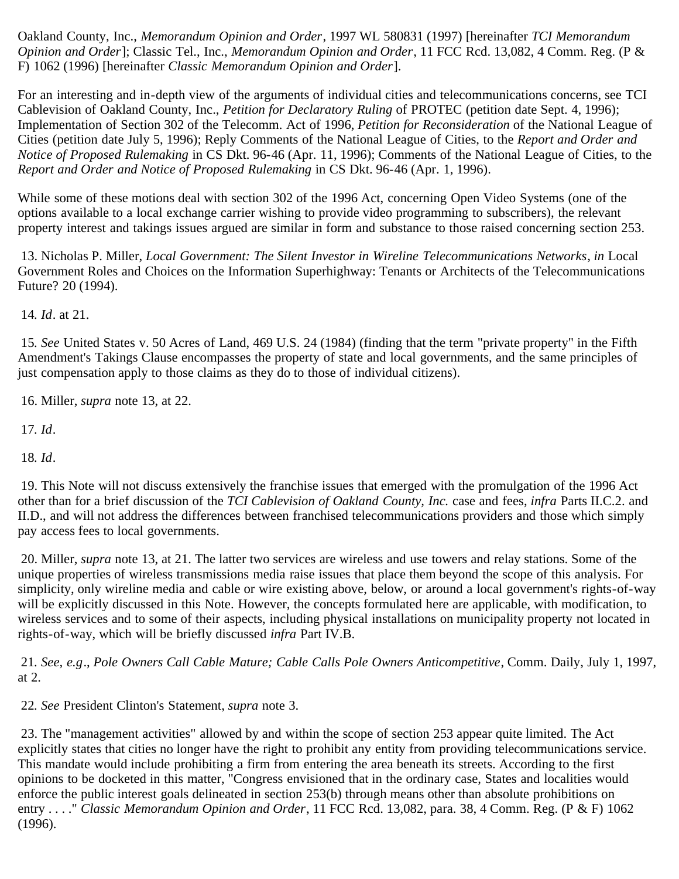Oakland County, Inc., *Memorandum Opinion and Order*, 1997 WL 580831 (1997) [hereinafter *TCI Memorandum Opinion and Order*]; Classic Tel., Inc., *Memorandum Opinion and Order*, 11 FCC Rcd. 13,082, 4 Comm. Reg. (P & F) 1062 (1996) [hereinafter *Classic Memorandum Opinion and Order*].

For an interesting and in-depth view of the arguments of individual cities and telecommunications concerns, see TCI Cablevision of Oakland County, Inc., *Petition for Declaratory Ruling* of PROTEC (petition date Sept. 4, 1996); Implementation of Section 302 of the Telecomm. Act of 1996, *Petition for Reconsideration* of the National League of Cities (petition date July 5, 1996); Reply Comments of the National League of Cities, to the *Report and Order and Notice of Proposed Rulemaking* in CS Dkt. 96-46 (Apr. 11, 1996); Comments of the National League of Cities, to the *Report and Order and Notice of Proposed Rulemaking* in CS Dkt. 96-46 (Apr. 1, 1996).

While some of these motions deal with section 302 of the 1996 Act, concerning Open Video Systems (one of the options available to a local exchange carrier wishing to provide video programming to subscribers), the relevant property interest and takings issues argued are similar in form and substance to those raised concerning section 253.

13. Nicholas P. Miller, *Local Government: The Silent Investor in Wireline Telecommunications Networks*, *in* Local Government Roles and Choices on the Information Superhighway: Tenants or Architects of the Telecommunications Future? 20 (1994).

14. *Id*. at 21.

15. *See* United States v. 50 Acres of Land, 469 U.S. 24 (1984) (finding that the term "private property" in the Fifth Amendment's Takings Clause encompasses the property of state and local governments, and the same principles of just compensation apply to those claims as they do to those of individual citizens).

16. Miller, *supra* note 13, at 22.

17. *Id*.

18. *Id*.

19. This Note will not discuss extensively the franchise issues that emerged with the promulgation of the 1996 Act other than for a brief discussion of the *TCI Cablevision of Oakland County, Inc.* case and fees, *infra* Parts II.C.2. and II.D., and will not address the differences between franchised telecommunications providers and those which simply pay access fees to local governments.

20. Miller, *supra* note 13, at 21. The latter two services are wireless and use towers and relay stations. Some of the unique properties of wireless transmissions media raise issues that place them beyond the scope of this analysis. For simplicity, only wireline media and cable or wire existing above, below, or around a local government's rights-of-way will be explicitly discussed in this Note. However, the concepts formulated here are applicable, with modification, to wireless services and to some of their aspects, including physical installations on municipality property not located in rights-of-way, which will be briefly discussed *infra* Part IV.B.

21. *See, e.g*., *Pole Owners Call Cable Mature; Cable Calls Pole Owners Anticompetitive*, Comm. Daily, July 1, 1997, at 2.

22. *See* President Clinton's Statement, *supra* note 3.

23. The "management activities" allowed by and within the scope of section 253 appear quite limited. The Act explicitly states that cities no longer have the right to prohibit any entity from providing telecommunications service. This mandate would include prohibiting a firm from entering the area beneath its streets. According to the first opinions to be docketed in this matter, "Congress envisioned that in the ordinary case, States and localities would enforce the public interest goals delineated in section 253(b) through means other than absolute prohibitions on entry . . . ." *Classic Memorandum Opinion and Order*, 11 FCC Rcd. 13,082, para. 38, 4 Comm. Reg. (P & F) 1062 (1996).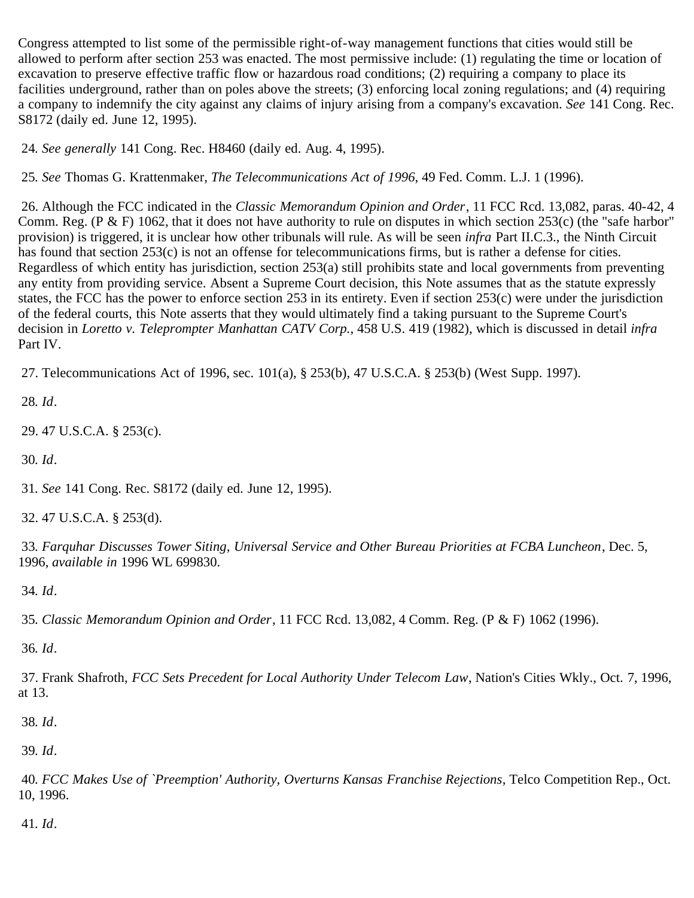Congress attempted to list some of the permissible right-of-way management functions that cities would still be allowed to perform after section 253 was enacted. The most permissive include: (1) regulating the time or location of excavation to preserve effective traffic flow or hazardous road conditions; (2) requiring a company to place its facilities underground, rather than on poles above the streets; (3) enforcing local zoning regulations; and (4) requiring a company to indemnify the city against any claims of injury arising from a company's excavation. *See* 141 Cong. Rec. S8172 (daily ed. June 12, 1995).

24. *See generally* 141 Cong. Rec. H8460 (daily ed. Aug. 4, 1995).

25. *See* Thomas G. Krattenmaker, *The Telecommunications Act of 1996*, 49 Fed. Comm. L.J. 1 (1996).

26. Although the FCC indicated in the *Classic Memorandum Opinion and Order*, 11 FCC Rcd. 13,082, paras. 40-42, 4 Comm. Reg. (P & F) 1062, that it does not have authority to rule on disputes in which section 253(c) (the "safe harbor" provision) is triggered, it is unclear how other tribunals will rule. As will be seen *infra* Part II.C.3., the Ninth Circuit has found that section 253(c) is not an offense for telecommunications firms, but is rather a defense for cities. Regardless of which entity has jurisdiction, section 253(a) still prohibits state and local governments from preventing any entity from providing service. Absent a Supreme Court decision, this Note assumes that as the statute expressly states, the FCC has the power to enforce section 253 in its entirety. Even if section 253(c) were under the jurisdiction of the federal courts, this Note asserts that they would ultimately find a taking pursuant to the Supreme Court's decision in *Loretto v. Teleprompter Manhattan CATV Corp.*, 458 U.S. 419 (1982), which is discussed in detail *infra* Part IV.

27. Telecommunications Act of 1996, sec. 101(a), § 253(b), 47 U.S.C.A. § 253(b) (West Supp. 1997).

28. *Id*.

29. 47 U.S.C.A. § 253(c).

30. *Id*.

31. *See* 141 Cong. Rec. S8172 (daily ed. June 12, 1995).

32. 47 U.S.C.A. § 253(d).

33. *Farquhar Discusses Tower Siting, Universal Service and Other Bureau Priorities at FCBA Luncheon*, Dec. 5, 1996, *available in* 1996 WL 699830.

34. *Id*.

35. *Classic Memorandum Opinion and Order*, 11 FCC Rcd. 13,082, 4 Comm. Reg. (P & F) 1062 (1996).

36. *Id*.

37. Frank Shafroth, *FCC Sets Precedent for Local Authority Under Telecom Law*, Nation's Cities Wkly., Oct. 7, 1996, at 13.

38. *Id*.

39. *Id*.

40. *FCC Makes Use of `Preemption' Authority, Overturns Kansas Franchise Rejections*, Telco Competition Rep., Oct. 10, 1996.

41. *Id*.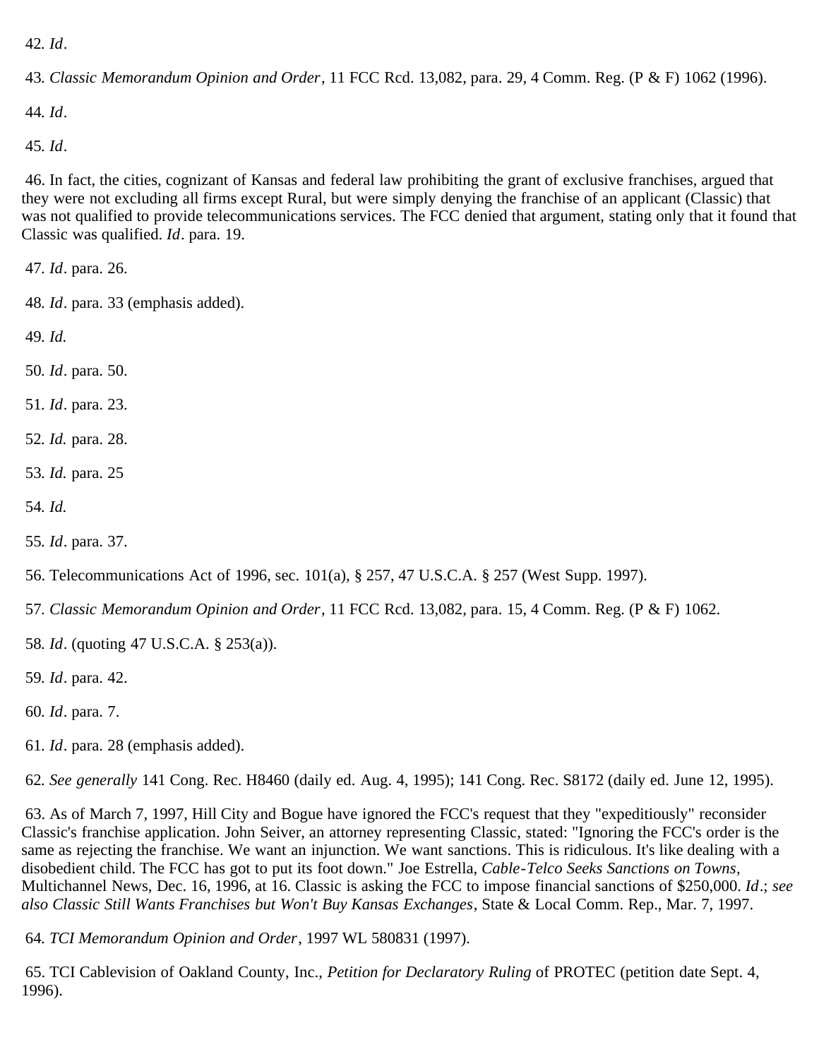42. *Id*.

43. *Classic Memorandum Opinion and Order*, 11 FCC Rcd. 13,082, para. 29, 4 Comm. Reg. (P & F) 1062 (1996).

44. *Id*.

45. *Id*.

46. In fact, the cities, cognizant of Kansas and federal law prohibiting the grant of exclusive franchises, argued that they were not excluding all firms except Rural, but were simply denying the franchise of an applicant (Classic) that was not qualified to provide telecommunications services. The FCC denied that argument, stating only that it found that Classic was qualified. *Id*. para. 19.

47. *Id*. para. 26.

48. *Id*. para. 33 (emphasis added).

49. *Id.*

50. *Id*. para. 50.

51. *Id*. para. 23.

52. *Id.* para. 28.

53. *Id.* para. 25

54. *Id.*

55. *Id*. para. 37.

56. Telecommunications Act of 1996, sec. 101(a), § 257, 47 U.S.C.A. § 257 (West Supp. 1997).

57. *Classic Memorandum Opinion and Order*, 11 FCC Rcd. 13,082, para. 15, 4 Comm. Reg. (P & F) 1062.

58. *Id*. (quoting 47 U.S.C.A. § 253(a)).

59. *Id*. para. 42.

60. *Id*. para. 7.

61. *Id*. para. 28 (emphasis added).

62. *See generally* 141 Cong. Rec. H8460 (daily ed. Aug. 4, 1995); 141 Cong. Rec. S8172 (daily ed. June 12, 1995).

63. As of March 7, 1997, Hill City and Bogue have ignored the FCC's request that they "expeditiously" reconsider Classic's franchise application. John Seiver, an attorney representing Classic, stated: "Ignoring the FCC's order is the same as rejecting the franchise. We want an injunction. We want sanctions. This is ridiculous. It's like dealing with a disobedient child. The FCC has got to put its foot down." Joe Estrella, *Cable-Telco Seeks Sanctions on Towns*, Multichannel News, Dec. 16, 1996, at 16. Classic is asking the FCC to impose financial sanctions of $250,000. *Id*.; *see also Classic Still Wants Franchises but Won't Buy Kansas Exchanges*, State & Local Comm. Rep., Mar. 7, 1997.

64. *TCI Memorandum Opinion and Order*, 1997 WL 580831 (1997).

65. TCI Cablevision of Oakland County, Inc., *Petition for Declaratory Ruling* of PROTEC (petition date Sept. 4, 1996).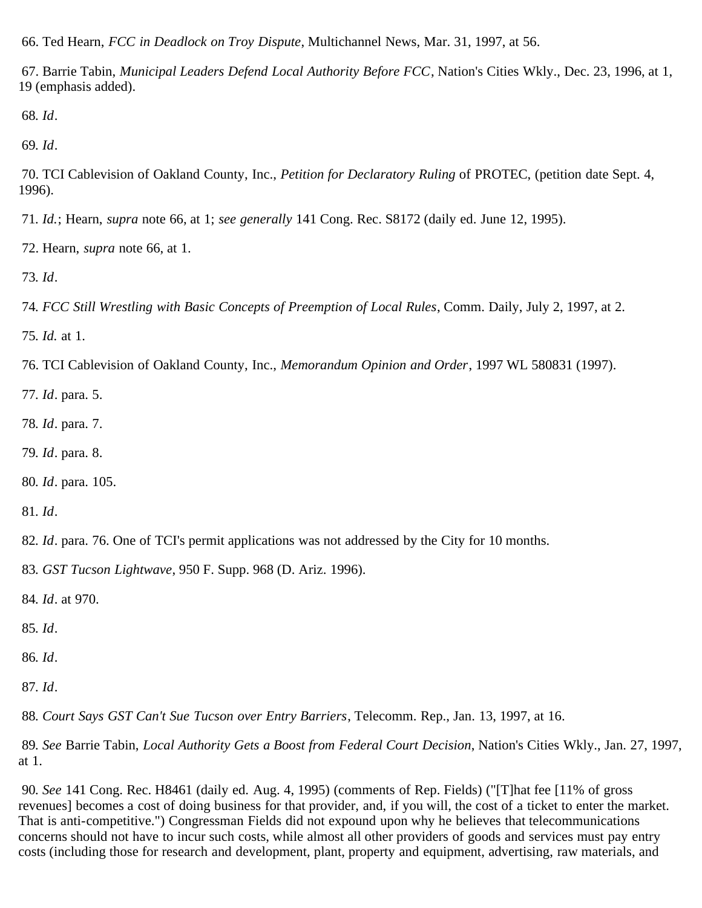66. Ted Hearn, *FCC in Deadlock on Troy Dispute*, Multichannel News, Mar. 31, 1997, at 56.

67. Barrie Tabin, *Municipal Leaders Defend Local Authority Before FCC*, Nation's Cities Wkly., Dec. 23, 1996, at 1, 19 (emphasis added).

68. *Id*.

69. *Id*.

70. TCI Cablevision of Oakland County, Inc., *Petition for Declaratory Ruling* of PROTEC, (petition date Sept. 4, 1996).

71. *Id.*; Hearn, *supra* note 66, at 1; *see generally* 141 Cong. Rec. S8172 (daily ed. June 12, 1995).

72. Hearn, *supra* note 66, at 1.

73. *Id*.

74. *FCC Still Wrestling with Basic Concepts of Preemption of Local Rules*, Comm. Daily, July 2, 1997, at 2.

75. *Id.* at 1.

76. TCI Cablevision of Oakland County, Inc., *Memorandum Opinion and Order*, 1997 WL 580831 (1997).

77. *Id*. para. 5.

78. *Id*. para. 7.

79. *Id*. para. 8.

80. *Id*. para. 105.

81. *Id*.

82. *Id*. para. 76. One of TCI's permit applications was not addressed by the City for 10 months.

83. *GST Tucson Lightwave*, 950 F. Supp. 968 (D. Ariz. 1996).

84. *Id*. at 970.

85. *Id*.

86. *Id*.

87. *Id*.

88. *Court Says GST Can't Sue Tucson over Entry Barriers*, Telecomm. Rep., Jan. 13, 1997, at 16.

89. *See* Barrie Tabin, *Local Authority Gets a Boost from Federal Court Decision*, Nation's Cities Wkly., Jan. 27, 1997, at 1.

90. *See* 141 Cong. Rec. H8461 (daily ed. Aug. 4, 1995) (comments of Rep. Fields) ("[T]hat fee [11% of gross revenues] becomes a cost of doing business for that provider, and, if you will, the cost of a ticket to enter the market. That is anti-competitive.") Congressman Fields did not expound upon why he believes that telecommunications concerns should not have to incur such costs, while almost all other providers of goods and services must pay entry costs (including those for research and development, plant, property and equipment, advertising, raw materials, and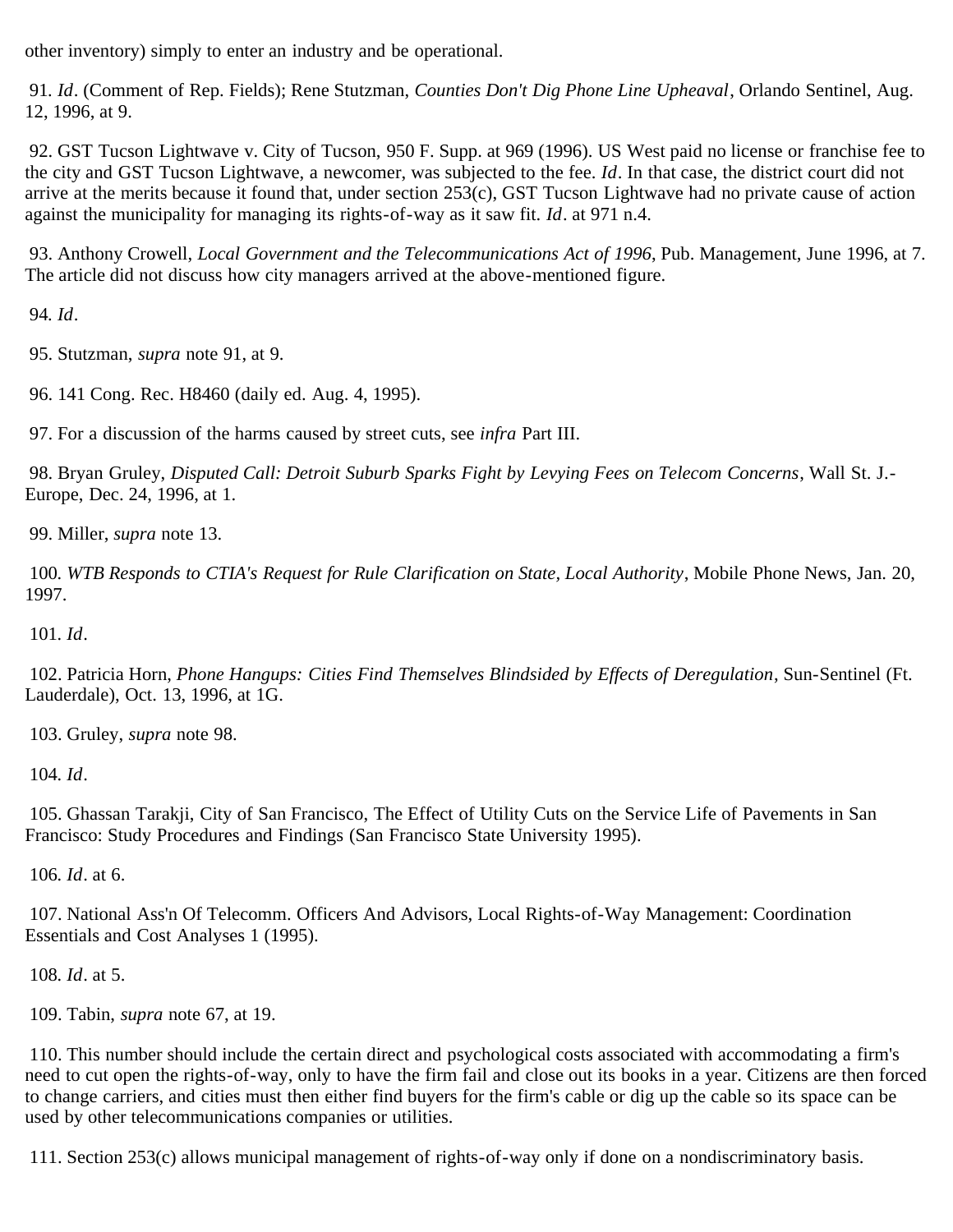other inventory) simply to enter an industry and be operational.

91. *Id*. (Comment of Rep. Fields); Rene Stutzman, *Counties Don't Dig Phone Line Upheaval*, Orlando Sentinel, Aug. 12, 1996, at 9.

92. GST Tucson Lightwave v. City of Tucson, 950 F. Supp. at 969 (1996). US West paid no license or franchise fee to the city and GST Tucson Lightwave, a newcomer, was subjected to the fee. *Id*. In that case, the district court did not arrive at the merits because it found that, under section 253(c), GST Tucson Lightwave had no private cause of action against the municipality for managing its rights-of-way as it saw fit. *Id*. at 971 n.4.

93. Anthony Crowell, *Local Government and the Telecommunications Act of 1996*, Pub. Management, June 1996, at 7. The article did not discuss how city managers arrived at the above-mentioned figure.

94. *Id*.

95. Stutzman, *supra* note 91, at 9.

96. 141 Cong. Rec. H8460 (daily ed. Aug. 4, 1995).

97. For a discussion of the harms caused by street cuts, see *infra* Part III.

98. Bryan Gruley, *Disputed Call: Detroit Suburb Sparks Fight by Levying Fees on Telecom Concerns*, Wall St. J.-Europe, Dec. 24, 1996, at 1.

99. Miller, *supra* note 13.

100. *WTB Responds to CTIA's Request for Rule Clarification on State, Local Authority*, Mobile Phone News, Jan. 20, 1997.

101. *Id*.

102. Patricia Horn, *Phone Hangups: Cities Find Themselves Blindsided by Effects of Deregulation*, Sun-Sentinel (Ft. Lauderdale), Oct. 13, 1996, at 1G.

103. Gruley, *supra* note 98.

104. *Id*.

105. Ghassan Tarakji, City of San Francisco, The Effect of Utility Cuts on the Service Life of Pavements in San Francisco: Study Procedures and Findings (San Francisco State University 1995).

106. *Id*. at 6.

107. National Ass'n Of Telecomm. Officers And Advisors, Local Rights-of-Way Management: Coordination Essentials and Cost Analyses 1 (1995).

108. *Id*. at 5.

109. Tabin, *supra* note 67, at 19.

110. This number should include the certain direct and psychological costs associated with accommodating a firm's need to cut open the rights-of-way, only to have the firm fail and close out its books in a year. Citizens are then forced to change carriers, and cities must then either find buyers for the firm's cable or dig up the cable so its space can be used by other telecommunications companies or utilities.

111. Section 253(c) allows municipal management of rights-of-way only if done on a nondiscriminatory basis.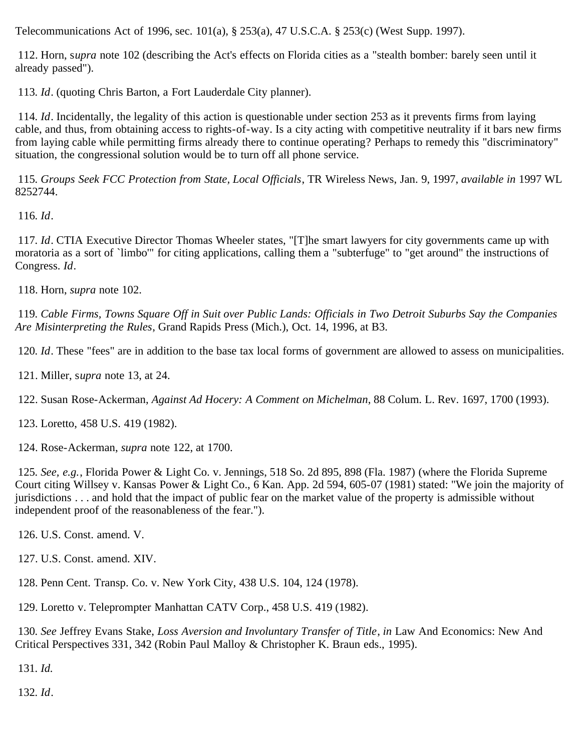Telecommunications Act of 1996, sec. 101(a), § 253(a), 47 U.S.C.A. § 253(c) (West Supp. 1997).

112. Horn, s*upra* note 102 (describing the Act's effects on Florida cities as a "stealth bomber: barely seen until it already passed").

113. *Id*. (quoting Chris Barton, a Fort Lauderdale City planner).

114. *Id*. Incidentally, the legality of this action is questionable under section 253 as it prevents firms from laying cable, and thus, from obtaining access to rights-of-way. Is a city acting with competitive neutrality if it bars new firms from laying cable while permitting firms already there to continue operating? Perhaps to remedy this "discriminatory" situation, the congressional solution would be to turn off all phone service.

115. *Groups Seek FCC Protection from State, Local Officials*, TR Wireless News, Jan. 9, 1997, *available in* 1997 WL 8252744.

116. *Id*.

117. *Id*. CTIA Executive Director Thomas Wheeler states, "[T]he smart lawyers for city governments came up with moratoria as a sort of `limbo'" for citing applications, calling them a "subterfuge" to "get around" the instructions of Congress. *Id*.

118. Horn, *supra* note 102.

119. *Cable Firms, Towns Square Off in Suit over Public Lands: Officials in Two Detroit Suburbs Say the Companies Are Misinterpreting the Rules*, Grand Rapids Press (Mich.), Oct. 14, 1996, at B3.

120. *Id*. These "fees" are in addition to the base tax local forms of government are allowed to assess on municipalities.

121. Miller, s*upra* note 13, at 24.

122. Susan Rose-Ackerman, *Against Ad Hocery: A Comment on Michelman*, 88 Colum. L. Rev. 1697, 1700 (1993).

123. Loretto, 458 U.S. 419 (1982).

124. Rose-Ackerman, *supra* note 122, at 1700.

125. *See*, *e.g.*, Florida Power & Light Co. v. Jennings, 518 So. 2d 895, 898 (Fla. 1987) (where the Florida Supreme Court citing Willsey v. Kansas Power & Light Co., 6 Kan. App. 2d 594, 605-07 (1981) stated: "We join the majority of jurisdictions . . . and hold that the impact of public fear on the market value of the property is admissible without independent proof of the reasonableness of the fear.").

126. U.S. Const. amend. V.

127. U.S. Const. amend. XIV.

128. Penn Cent. Transp. Co. v. New York City, 438 U.S. 104, 124 (1978).

129. Loretto v. Teleprompter Manhattan CATV Corp., 458 U.S. 419 (1982).

130. *See* Jeffrey Evans Stake, *Loss Aversion and Involuntary Transfer of Title*, *in* Law And Economics: New And Critical Perspectives 331, 342 (Robin Paul Malloy & Christopher K. Braun eds., 1995).

131. *Id.*

132. *Id*.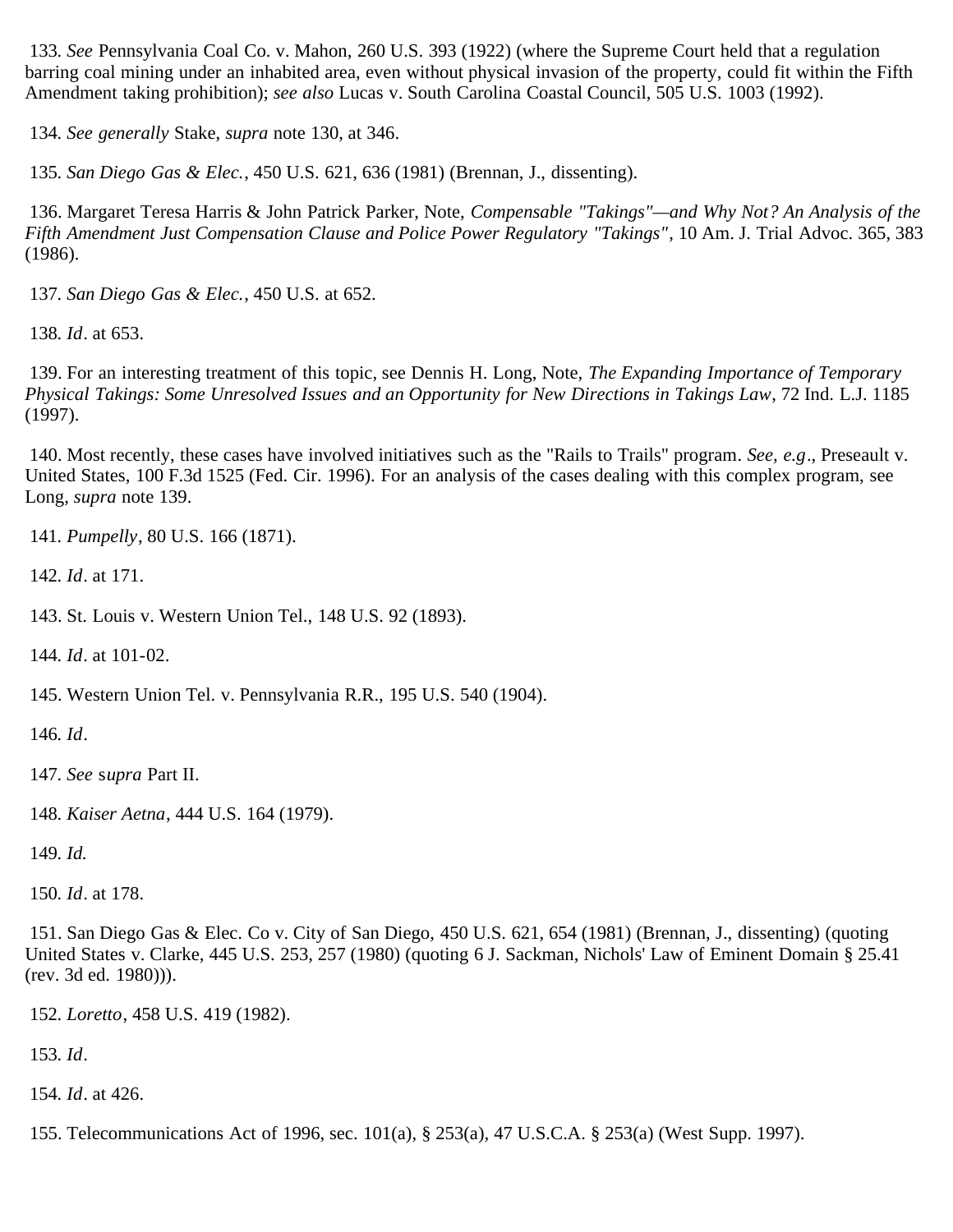133. *See* Pennsylvania Coal Co. v. Mahon, 260 U.S. 393 (1922) (where the Supreme Court held that a regulation barring coal mining under an inhabited area, even without physical invasion of the property, could fit within the Fifth Amendment taking prohibition); *see also* Lucas v. South Carolina Coastal Council, 505 U.S. 1003 (1992).

134. *See generally* Stake, *supra* note 130, at 346.

135. *San Diego Gas & Elec.*, 450 U.S. 621, 636 (1981) (Brennan, J., dissenting).

136. Margaret Teresa Harris & John Patrick Parker, Note, *Compensable "Takings"—and Why Not? An Analysis of the Fifth Amendment Just Compensation Clause and Police Power Regulatory "Takings"*, 10 Am. J. Trial Advoc. 365, 383 (1986).

137. *San Diego Gas & Elec.*, 450 U.S. at 652.

138. *Id*. at 653.

139. For an interesting treatment of this topic, see Dennis H. Long, Note, *The Expanding Importance of Temporary Physical Takings: Some Unresolved Issues and an Opportunity for New Directions in Takings Law*, 72 Ind. L.J. 1185 (1997).

140. Most recently, these cases have involved initiatives such as the "Rails to Trails" program. *See, e.g*., Preseault v. United States, 100 F.3d 1525 (Fed. Cir. 1996). For an analysis of the cases dealing with this complex program, see Long, *supra* note 139.

141. *Pumpelly*, 80 U.S. 166 (1871).

142. *Id*. at 171.

143. St. Louis v. Western Union Tel., 148 U.S. 92 (1893).

144. *Id*. at 101-02.

145. Western Union Tel. v. Pennsylvania R.R., 195 U.S. 540 (1904).

146. *Id*.

147. *See supra* Part II.

148. *Kaiser Aetna*, 444 U.S. 164 (1979).

149. *Id.*

150. *Id*. at 178.

151. San Diego Gas & Elec. Co v. City of San Diego, 450 U.S. 621, 654 (1981) (Brennan, J., dissenting) (quoting United States v. Clarke, 445 U.S. 253, 257 (1980) (quoting 6 J. Sackman, Nichols' Law of Eminent Domain § 25.41 (rev. 3d ed. 1980))).

152. *Loretto*, 458 U.S. 419 (1982).

153. *Id*.

154. *Id*. at 426.

155. Telecommunications Act of 1996, sec. 101(a), § 253(a), 47 U.S.C.A. § 253(a) (West Supp. 1997).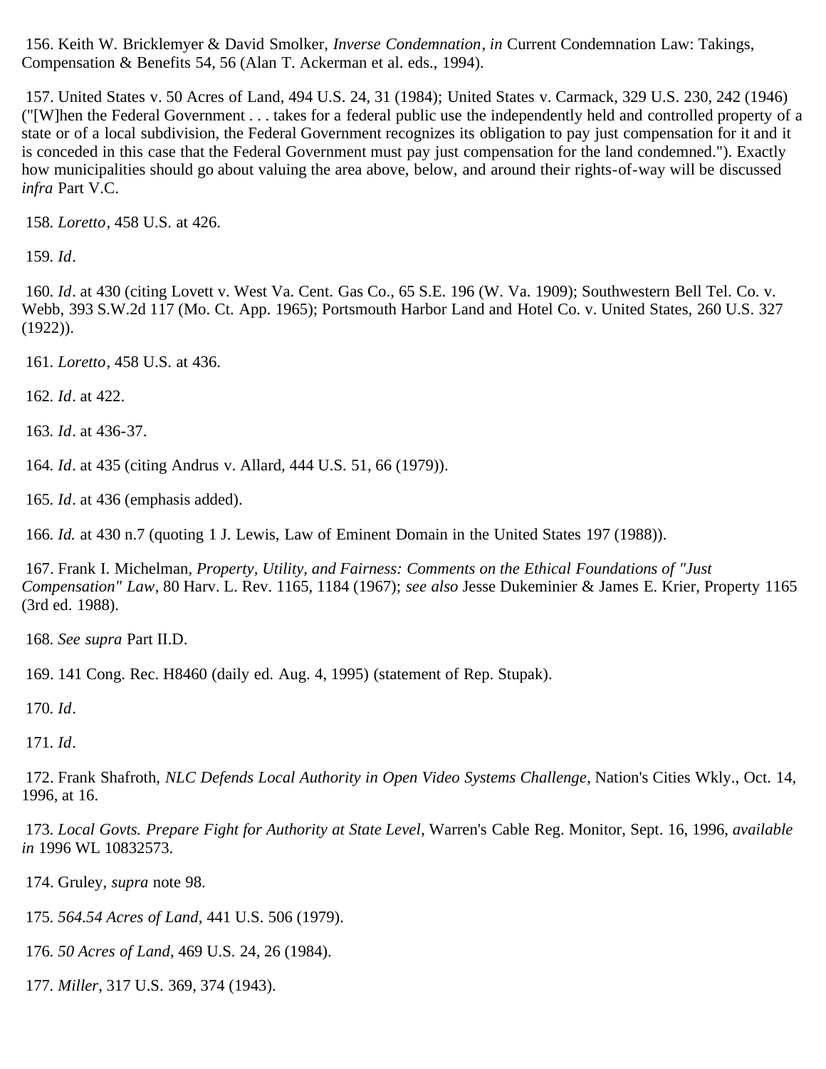156. Keith W. Bricklemyer & David Smolker, *Inverse Condemnation*, *in* Current Condemnation Law: Takings, Compensation & Benefits 54, 56 (Alan T. Ackerman et al. eds., 1994).

157. United States v. 50 Acres of Land, 494 U.S. 24, 31 (1984); United States v. Carmack, 329 U.S. 230, 242 (1946) ("[W]hen the Federal Government . . . takes for a federal public use the independently held and controlled property of a state or of a local subdivision, the Federal Government recognizes its obligation to pay just compensation for it and it is conceded in this case that the Federal Government must pay just compensation for the land condemned."). Exactly how municipalities should go about valuing the area above, below, and around their rights-of-way will be discussed *infra* Part V.C.

158. *Loretto*, 458 U.S. at 426.

159. *Id*.

160. *Id*. at 430 (citing Lovett v. West Va. Cent. Gas Co., 65 S.E. 196 (W. Va. 1909); Southwestern Bell Tel. Co. v. Webb, 393 S.W.2d 117 (Mo. Ct. App. 1965); Portsmouth Harbor Land and Hotel Co. v. United States, 260 U.S. 327 (1922)).

161. *Loretto*, 458 U.S. at 436.

162. *Id*. at 422.

163. *Id*. at 436-37.

164. *Id*. at 435 (citing Andrus v. Allard, 444 U.S. 51, 66 (1979)).

165. *Id*. at 436 (emphasis added).

166. *Id.* at 430 n.7 (quoting 1 J. Lewis, Law of Eminent Domain in the United States 197 (1988)).

167. Frank I. Michelman, *Property, Utility, and Fairness: Comments on the Ethical Foundations of "Just Compensation" Law*, 80 Harv. L. Rev. 1165, 1184 (1967); *see also* Jesse Dukeminier & James E. Krier, Property 1165 (3rd ed. 1988).

168. *See supra* Part II.D.

169. 141 Cong. Rec. H8460 (daily ed. Aug. 4, 1995) (statement of Rep. Stupak).

170. *Id*.

171. *Id*.

172. Frank Shafroth, *NLC Defends Local Authority in Open Video Systems Challenge*, Nation's Cities Wkly., Oct. 14, 1996, at 16.

173. *Local Govts. Prepare Fight for Authority at State Level*, Warren's Cable Reg. Monitor, Sept. 16, 1996, *available in* 1996 WL 10832573.

174. Gruley, *supra* note 98.

175. *564.54 Acres of Land*, 441 U.S. 506 (1979).

176. *50 Acres of Land*, 469 U.S. 24, 26 (1984).

177. *Miller*, 317 U.S. 369, 374 (1943).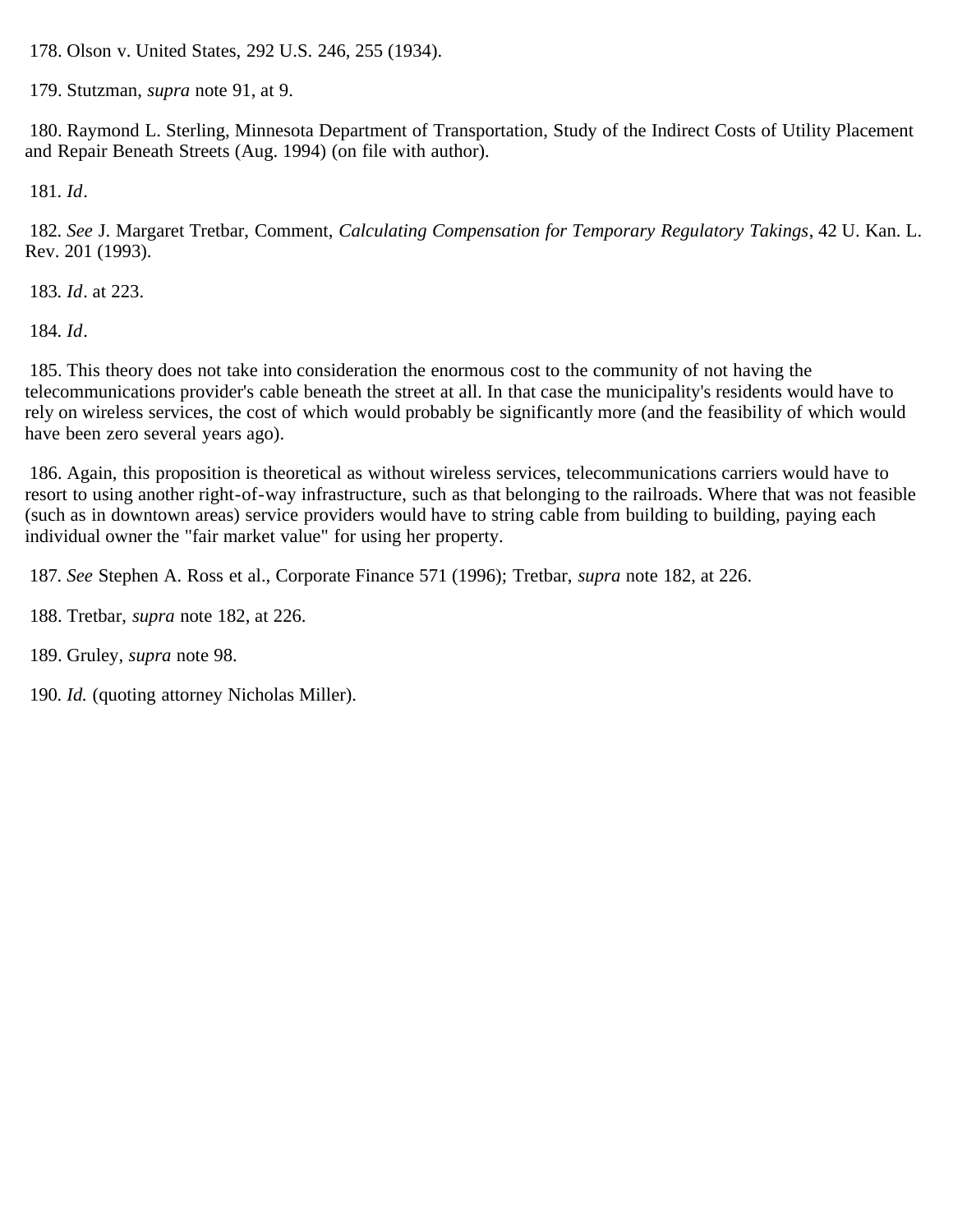178. Olson v. United States, 292 U.S. 246, 255 (1934).

179. Stutzman, *supra* note 91, at 9.

180. Raymond L. Sterling, Minnesota Department of Transportation, Study of the Indirect Costs of Utility Placement and Repair Beneath Streets (Aug. 1994) (on file with author).

181. *Id*.

182. *See* J. Margaret Tretbar, Comment, *Calculating Compensation for Temporary Regulatory Takings*, 42 U. Kan. L. Rev. 201 (1993).

183. *Id*. at 223.

184. *Id*.

185. This theory does not take into consideration the enormous cost to the community of not having the telecommunications provider's cable beneath the street at all. In that case the municipality's residents would have to rely on wireless services, the cost of which would probably be significantly more (and the feasibility of which would have been zero several years ago).

186. Again, this proposition is theoretical as without wireless services, telecommunications carriers would have to resort to using another right-of-way infrastructure, such as that belonging to the railroads. Where that was not feasible (such as in downtown areas) service providers would have to string cable from building to building, paying each individual owner the "fair market value" for using her property.

187. *See* Stephen A. Ross et al., Corporate Finance 571 (1996); Tretbar, *supra* note 182, at 226.

188. Tretbar, *supra* note 182, at 226.

189. Gruley, *supra* note 98.

190. *Id.* (quoting attorney Nicholas Miller).